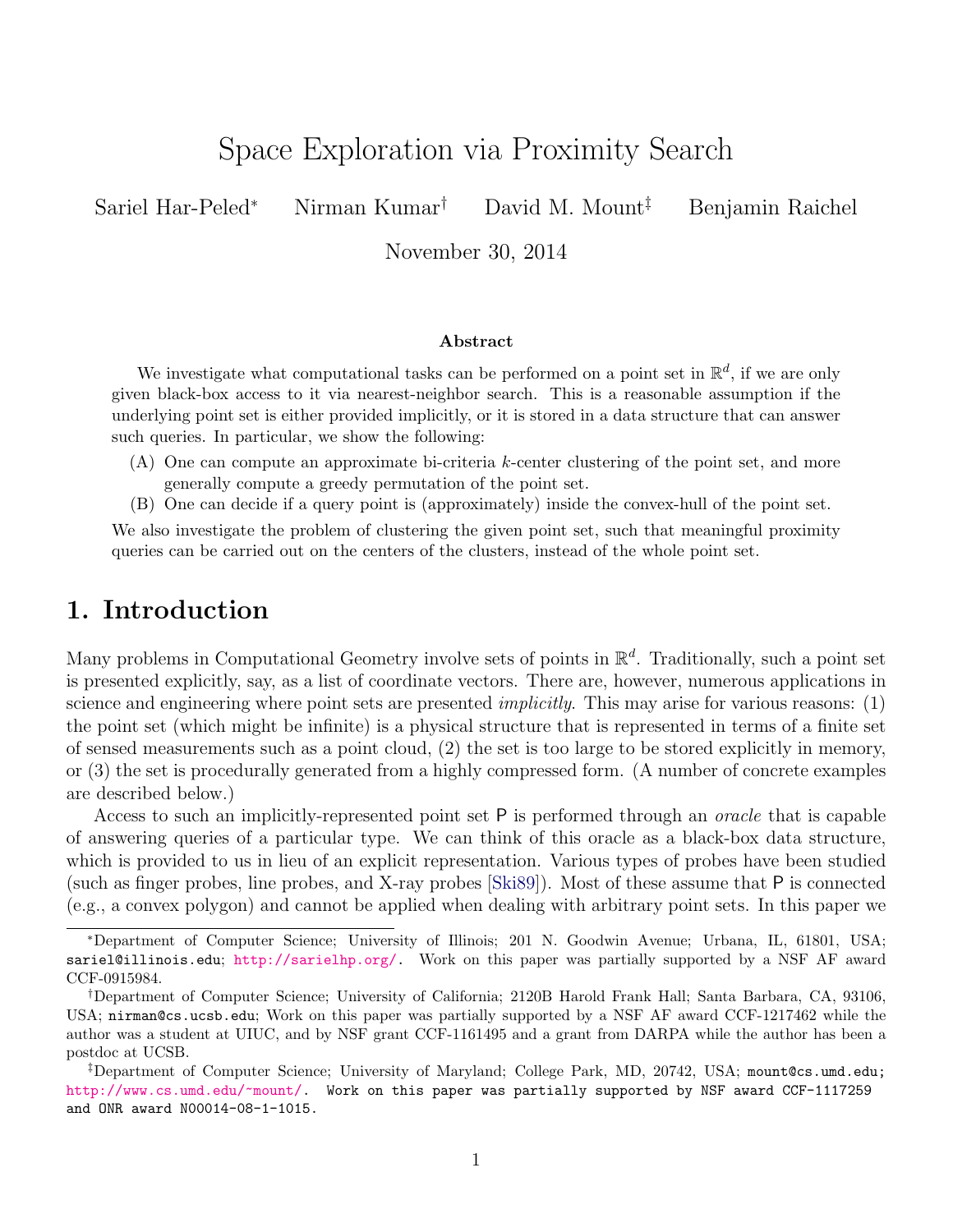# Space Exploration via Proximity Search

Sariel Har-Peled* Nirman Kumar† David M. Mount‡ Benjamin Raichel

November 30, 2014

**Abstract**

We investigate what computational tasks can be performed on a point set in $\mathbb{R}^d$, if we are only given black-box access to it via nearest-neighbor search. This is a reasonable assumption if the underlying point set is either provided implicitly, or it is stored in a data structure that can answer such queries. In particular, we show the following:

(A) One can compute an approximate bi-criteria $k$-center clustering of the point set, and more generally compute a greedy permutation of the point set.

(B) One can decide if a query point is (approximately) inside the convex-hull of the point set.

We also investigate the problem of clustering the given point set, such that meaningful proximity queries can be carried out on the centers of the clusters, instead of the whole point set.

## 1. Introduction

Many problems in Computational Geometry involve sets of points in $\mathbb{R}^d$. Traditionally, such a point set is presented explicitly, say, as a list of coordinate vectors. There are, however, numerous applications in science and engineering where point sets are presented *implicitly*. This may arise for various reasons: (1) the point set (which might be infinite) is a physical structure that is represented in terms of a finite set of sensed measurements such as a point cloud, (2) the set is too large to be stored explicitly in memory, or (3) the set is procedurally generated from a highly compressed form. (A number of concrete examples are described below.)

Access to such an implicitly-represented point set $\mathsf{P}$ is performed through an *oracle* that is capable of answering queries of a particular type. We can think of this oracle as a black-box data structure, which is provided to us in lieu of an explicit representation. Various types of probes have been studied (such as finger probes, line probes, and X-ray probes [Ski89]). Most of these assume that $\mathsf{P}$ is connected (e.g., a convex polygon) and cannot be applied when dealing with arbitrary point sets. In this paper we

---

*Department of Computer Science; University of Illinois; 201 N. Goodwin Avenue; Urbana, IL, 61801, USA; sariel@illinois.edu; http://sarielhp.org/. Work on this paper was partially supported by a NSF AF award CCF-0915984.

†Department of Computer Science; University of California; 2120B Harold Frank Hall; Santa Barbara, CA, 93106, USA; nirman@cs.ucsb.edu; Work on this paper was partially supported by a NSF AF award CCF-1217462 while the author was a student at UIUC, and by NSF grant CCF-1161495 and a grant from DARPA while the author has been a postdoc at UCSB.

‡Department of Computer Science; University of Maryland; College Park, MD, 20742, USA; mount@cs.umd.edu; http://www.cs.umd.edu/~mount/. Work on this paper was partially supported by NSF award CCF-1117259 and ONR award N00014-08-1-1015.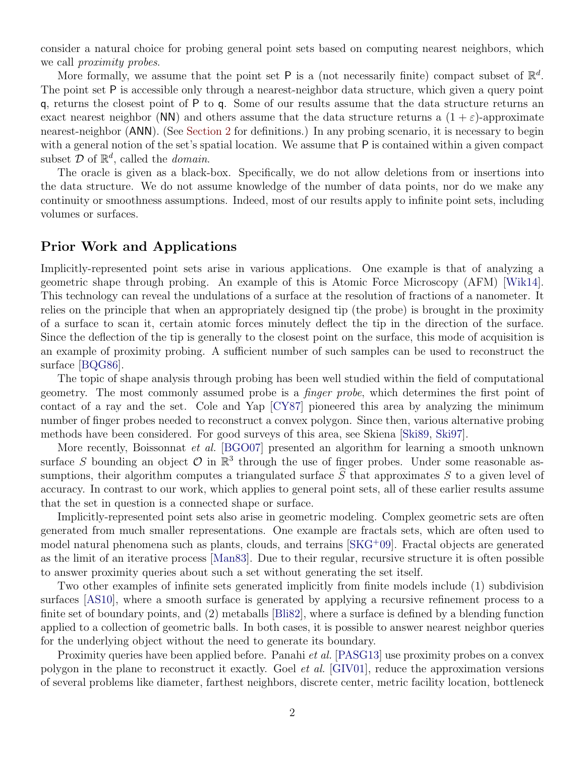consider a natural choice for probing general point sets based on computing nearest neighbors, which we call *proximity probes*.

More formally, we assume that the point set $\mathsf{P}$ is a (not necessarily finite) compact subset of $\mathbb{R}^d$. The point set $\mathsf{P}$ is accessible only through a nearest-neighbor data structure, which given a query point $\mathsf{q}$, returns the closest point of $\mathsf{P}$ to $\mathsf{q}$. Some of our results assume that the data structure returns an exact nearest neighbor (NN) and others assume that the data structure returns a $(1+\varepsilon)$-approximate nearest-neighbor (ANN). (See Section 2 for definitions.) In any probing scenario, it is necessary to begin with a general notion of the set's spatial location. We assume that $\mathsf{P}$ is contained within a given compact subset $\mathcal{D}$ of $\mathbb{R}^d$, called the *domain*.

The oracle is given as a black-box. Specifically, we do not allow deletions from or insertions into the data structure. We do not assume knowledge of the number of data points, nor do we make any continuity or smoothness assumptions. Indeed, most of our results apply to infinite point sets, including volumes or surfaces.

## Prior Work and Applications

Implicitly-represented point sets arise in various applications. One example is that of analyzing a geometric shape through probing. An example of this is Atomic Force Microscopy (AFM) [Wik14]. This technology can reveal the undulations of a surface at the resolution of fractions of a nanometer. It relies on the principle that when an appropriately designed tip (the probe) is brought in the proximity of a surface to scan it, certain atomic forces minutely deflect the tip in the direction of the surface. Since the deflection of the tip is generally to the closest point on the surface, this mode of acquisition is an example of proximity probing. A sufficient number of such samples can be used to reconstruct the surface [BQG86].

The topic of shape analysis through probing has been well studied within the field of computational geometry. The most commonly assumed probe is a *finger probe*, which determines the first point of contact of a ray and the set. Cole and Yap [CY87] pioneered this area by analyzing the minimum number of finger probes needed to reconstruct a convex polygon. Since then, various alternative probing methods have been considered. For good surveys of this area, see Skiena [Ski89, Ski97].

More recently, Boissonnat *et al.* [BGO07] presented an algorithm for learning a smooth unknown surface $S$ bounding an object $\mathcal{O}$ in $\mathbb{R}^3$ through the use of finger probes. Under some reasonable assumptions, their algorithm computes a triangulated surface $\widehat{S}$ that approximates $S$ to a given level of accuracy. In contrast to our work, which applies to general point sets, all of these earlier results assume that the set in question is a connected shape or surface.

Implicitly-represented point sets also arise in geometric modeling. Complex geometric sets are often generated from much smaller representations. One example are fractals sets, which are often used to model natural phenomena such as plants, clouds, and terrains [SKG⁺09]. Fractal objects are generated as the limit of an iterative process [Man83]. Due to their regular, recursive structure it is often possible to answer proximity queries about such a set without generating the set itself.

Two other examples of infinite sets generated implicitly from finite models include (1) subdivision surfaces [AS10], where a smooth surface is generated by applying a recursive refinement process to a finite set of boundary points, and (2) metaballs [Bli82], where a surface is defined by a blending function applied to a collection of geometric balls. In both cases, it is possible to answer nearest neighbor queries for the underlying object without the need to generate its boundary.

Proximity queries have been applied before. Panahi *et al.* [PASG13] use proximity probes on a convex polygon in the plane to reconstruct it exactly. Goel *et al.* [GIV01], reduce the approximation versions of several problems like diameter, farthest neighbors, discrete center, metric facility location, bottleneck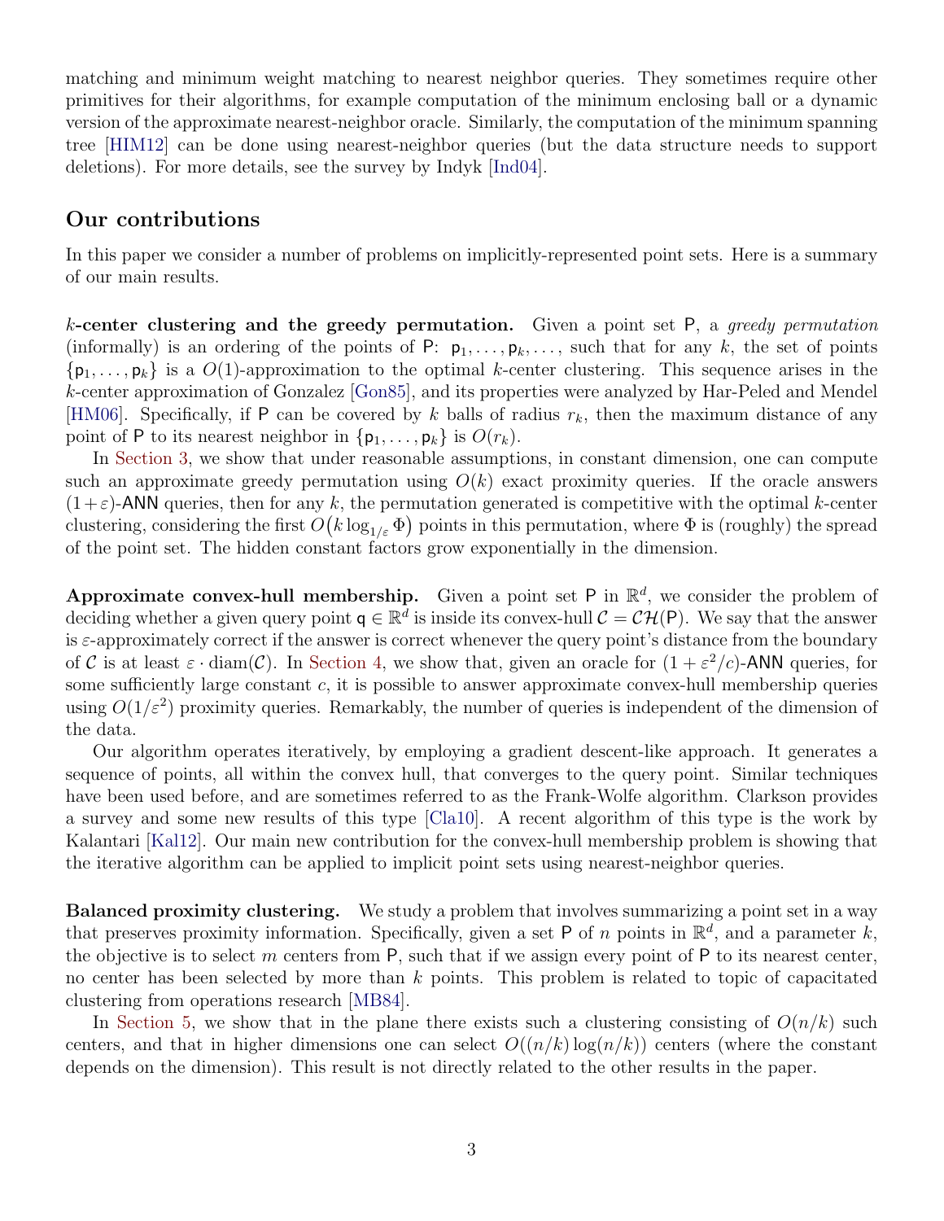matching and minimum weight matching to nearest neighbor queries. They sometimes require other primitives for their algorithms, for example computation of the minimum enclosing ball or a dynamic version of the approximate nearest-neighbor oracle. Similarly, the computation of the minimum spanning tree [HIM12] can be done using nearest-neighbor queries (but the data structure needs to support deletions). For more details, see the survey by Indyk [Ind04].

## Our contributions

In this paper we consider a number of problems on implicitly-represented point sets. Here is a summary of our main results.

**$k$-center clustering and the greedy permutation.** Given a point set $\mathsf{P}$, a *greedy permutation* (informally) is an ordering of the points of $\mathsf{P}$: $\mathsf{p}_1, \ldots, \mathsf{p}_k, \ldots$, such that for any $k$, the set of points $\{\mathsf{p}_1, \ldots, \mathsf{p}_k\}$ is a $O(1)$-approximation to the optimal $k$-center clustering. This sequence arises in the $k$-center approximation of Gonzalez [Gon85], and its properties were analyzed by Har-Peled and Mendel [HM06]. Specifically, if $\mathsf{P}$ can be covered by $k$ balls of radius $r_k$, then the maximum distance of any point of $\mathsf{P}$ to its nearest neighbor in $\{\mathsf{p}_1, \ldots, \mathsf{p}_k\}$ is $O(r_k)$.

In Section 3, we show that under reasonable assumptions, in constant dimension, one can compute such an approximate greedy permutation using $O(k)$ exact proximity queries. If the oracle answers $(1+\varepsilon)$-ANN queries, then for any $k$, the permutation generated is competitive with the optimal $k$-center clustering, considering the first $O\big(k \log_{1/\varepsilon} \Phi\big)$ points in this permutation, where $\Phi$ is (roughly) the spread of the point set. The hidden constant factors grow exponentially in the dimension.

**Approximate convex-hull membership.** Given a point set $\mathsf{P}$ in $\mathbb{R}^d$, we consider the problem of deciding whether a given query point $\mathsf{q} \in \mathbb{R}^d$ is inside its convex-hull $\mathcal{C} = \mathcal{CH}(\mathsf{P})$. We say that the answer is $\varepsilon$-approximately correct if the answer is correct whenever the query point's distance from the boundary of $\mathcal{C}$ is at least $\varepsilon \cdot \operatorname{diam}(\mathcal{C})$. In Section 4, we show that, given an oracle for $(1+\varepsilon^2/c)$-ANN queries, for some sufficiently large constant $c$, it is possible to answer approximate convex-hull membership queries using $O(1/\varepsilon^2)$ proximity queries. Remarkably, the number of queries is independent of the dimension of the data.

Our algorithm operates iteratively, by employing a gradient descent-like approach. It generates a sequence of points, all within the convex hull, that converges to the query point. Similar techniques have been used before, and are sometimes referred to as the Frank-Wolfe algorithm. Clarkson provides a survey and some new results of this type [Cla10]. A recent algorithm of this type is the work by Kalantari [Kal12]. Our main new contribution for the convex-hull membership problem is showing that the iterative algorithm can be applied to implicit point sets using nearest-neighbor queries.

**Balanced proximity clustering.** We study a problem that involves summarizing a point set in a way that preserves proximity information. Specifically, given a set $\mathsf{P}$ of $n$ points in $\mathbb{R}^d$, and a parameter $k$, the objective is to select $m$ centers from $\mathsf{P}$, such that if we assign every point of $\mathsf{P}$ to its nearest center, no center has been selected by more than $k$ points. This problem is related to topic of capacitated clustering from operations research [MB84].

In Section 5, we show that in the plane there exists such a clustering consisting of $O(n/k)$ such centers, and that in higher dimensions one can select $O((n/k)\log(n/k))$ centers (where the constant depends on the dimension). This result is not directly related to the other results in the paper.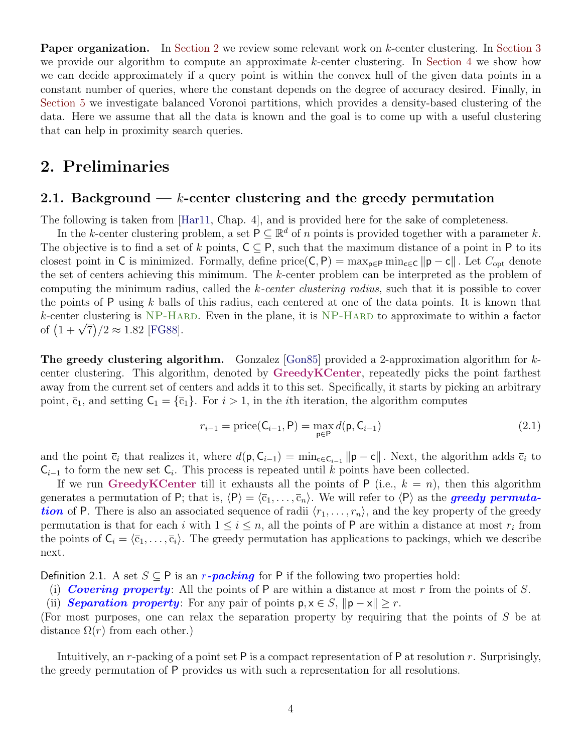**Paper organization.** In Section 2 we review some relevant work on $k$-center clustering. In Section 3 we provide our algorithm to compute an approximate $k$-center clustering. In Section 4 we show how we can decide approximately if a query point is within the convex hull of the given data points in a constant number of queries, where the constant depends on the degree of accuracy desired. Finally, in Section 5 we investigate balanced Voronoi partitions, which provides a density-based clustering of the data. Here we assume that all the data is known and the goal is to come up with a useful clustering that can help in proximity search queries.

# 2. Preliminaries

## 2.1. Background — $k$-center clustering and the greedy permutation

The following is taken from [Har11, Chap. 4], and is provided here for the sake of completeness.

In the $k$-center clustering problem, a set $\mathsf{P} \subseteq \mathbb{R}^d$ of $n$ points is provided together with a parameter $k$. The objective is to find a set of $k$ points, $\mathsf{C} \subseteq \mathsf{P}$, such that the maximum distance of a point in $\mathsf{P}$ to its closest point in $\mathsf{C}$ is minimized. Formally, define $\mathrm{price}(\mathsf{C}, \mathsf{P}) = \max_{\mathsf{p} \in \mathsf{P}} \min_{\mathsf{c} \in \mathsf{C}} \|\mathsf{p} - \mathsf{c}\|$. Let $C_{\mathrm{opt}}$ denote the set of centers achieving this minimum. The $k$-center problem can be interpreted as the problem of computing the minimum radius, called the *$k$-center clustering radius*, such that it is possible to cover the points of $\mathsf{P}$ using $k$ balls of this radius, each centered at one of the data points. It is known that $k$-center clustering is NP-Hard. Even in the plane, it is NP-Hard to approximate to within a factor of $\left(1 + \sqrt{7}\right)/2 \approx 1.82$ [FG88].

**The greedy clustering algorithm.** Gonzalez [Gon85] provided a 2-approximation algorithm for $k$-center clustering. This algorithm, denoted by **GreedyKCenter**, repeatedly picks the point farthest away from the current set of centers and adds it to this set. Specifically, it starts by picking an arbitrary point, $\overline{\mathsf{c}}_1$, and setting $\mathsf{C}_1 = \{\overline{\mathsf{c}}_1\}$. For $i > 1$, in the $i$th iteration, the algorithm computes

$$r_{i-1} = \mathrm{price}(\mathsf{C}_{i-1}, \mathsf{P}) = \max_{\mathsf{p} \in \mathsf{P}} d(\mathsf{p}, \mathsf{C}_{i-1}) \tag{2.1}$$

and the point $\overline{\mathsf{c}}_i$ that realizes it, where $d(\mathsf{p}, \mathsf{C}_{i-1}) = \min_{\mathsf{c} \in \mathsf{C}_{i-1}} \|\mathsf{p} - \mathsf{c}\|$. Next, the algorithm adds $\overline{\mathsf{c}}_i$ to $\mathsf{C}_{i-1}$ to form the new set $\mathsf{C}_i$. This process is repeated until $k$ points have been collected.

If we run **GreedyKCenter** till it exhausts all the points of $\mathsf{P}$ (i.e., $k = n$), then this algorithm generates a permutation of $\mathsf{P}$; that is, $\langle \mathsf{P} \rangle = \langle \overline{\mathsf{c}}_1, \ldots, \overline{\mathsf{c}}_n \rangle$. We will refer to $\langle \mathsf{P} \rangle$ as the ***greedy permutation*** of $\mathsf{P}$. There is also an associated sequence of radii $\langle r_1, \ldots, r_n \rangle$, and the key property of the greedy permutation is that for each $i$ with $1 \le i \le n$, all the points of $\mathsf{P}$ are within a distance at most $r_i$ from the points of $\mathsf{C}_i = \langle \overline{\mathsf{c}}_1, \ldots, \overline{\mathsf{c}}_i \rangle$. The greedy permutation has applications to packings, which we describe next.

Definition 2.1. A set $S \subseteq \mathsf{P}$ is an ***$r$-packing*** for $\mathsf{P}$ if the following two properties hold:
(i) ***Covering property***: All the points of $\mathsf{P}$ are within a distance at most $r$ from the points of $S$.
(ii) ***Separation property***: For any pair of points $\mathsf{p}, \mathsf{x} \in S$, $\|\mathsf{p} - \mathsf{x}\| \ge r$.
(For most purposes, one can relax the separation property by requiring that the points of $S$ be at distance $\Omega(r)$ from each other.)

Intuitively, an $r$-packing of a point set $\mathsf{P}$ is a compact representation of $\mathsf{P}$ at resolution $r$. Surprisingly, the greedy permutation of $\mathsf{P}$ provides us with such a representation for all resolutions.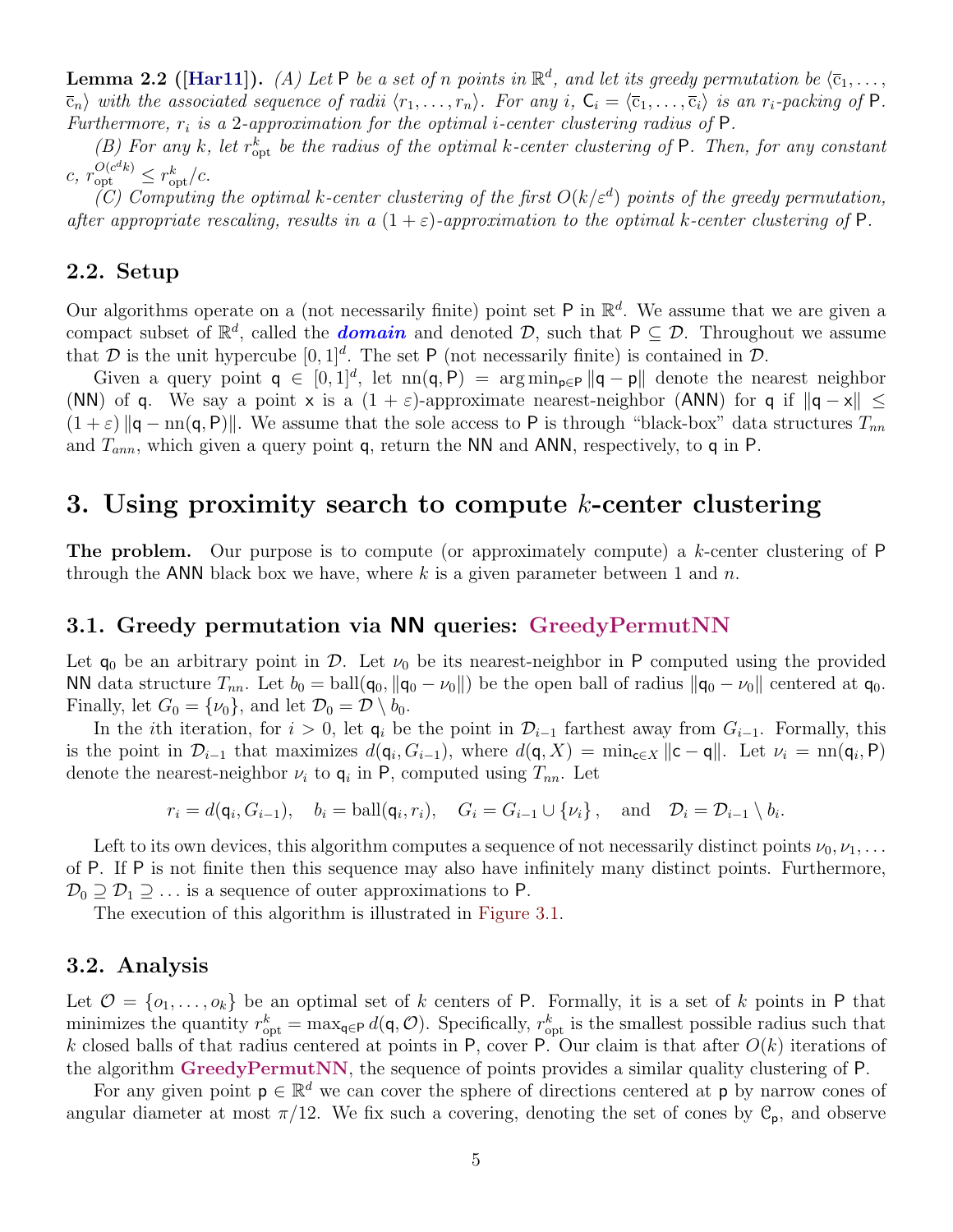**Lemma 2.2 ([Har11]).** *(A) Let* $\mathsf{P}$ *be a set of* $n$ *points in* $\mathbb{R}^d$*, and let its greedy permutation be* $\langle \overline{c}_1, \ldots, \overline{c}_n \rangle$ *with the associated sequence of radii* $\langle r_1, \ldots, r_n \rangle$*. For any* $i$*,* $\mathsf{C}_i = \langle \overline{c}_1, \ldots, \overline{c}_i \rangle$ *is an* $r_i$*-packing of* $\mathsf{P}$*. Furthermore,* $r_i$ *is a* 2*-approximation for the optimal* $i$*-center clustering radius of* $\mathsf{P}$*.*

*(B) For any* $k$*, let* $r^k_{\mathrm{opt}}$ *be the radius of the optimal* $k$*-center clustering of* $\mathsf{P}$*. Then, for any constant* $c$*,* $r^{O(c^d k)}_{\mathrm{opt}} \leq r^k_{\mathrm{opt}}/c$*.*

*(C) Computing the optimal* $k$*-center clustering of the first* $O(k/\varepsilon^d)$ *points of the greedy permutation, after appropriate rescaling, results in a* $(1+\varepsilon)$*-approximation to the optimal* $k$*-center clustering of* $\mathsf{P}$*.*

## 2.2. Setup

Our algorithms operate on a (not necessarily finite) point set $\mathsf{P}$ in $\mathbb{R}^d$. We assume that we are given a compact subset of $\mathbb{R}^d$, called the ***domain*** and denoted $\mathcal{D}$, such that $\mathsf{P} \subseteq \mathcal{D}$. Throughout we assume that $\mathcal{D}$ is the unit hypercube $[0,1]^d$. The set $\mathsf{P}$ (not necessarily finite) is contained in $\mathcal{D}$.

Given a query point $\mathsf{q} \in [0,1]^d$, let $\mathrm{nn}(\mathsf{q}, \mathsf{P}) = \arg\min_{\mathsf{p} \in \mathsf{P}} \|\mathsf{q} - \mathsf{p}\|$ denote the nearest neighbor (NN) of $\mathsf{q}$. We say a point $\mathsf{x}$ is a $(1+\varepsilon)$-approximate nearest-neighbor (ANN) for $\mathsf{q}$ if $\|\mathsf{q} - \mathsf{x}\| \leq (1+\varepsilon)\|\mathsf{q} - \mathrm{nn}(\mathsf{q}, \mathsf{P})\|$. We assume that the sole access to $\mathsf{P}$ is through "black-box" data structures $T_{nn}$ and $T_{ann}$, which given a query point $\mathsf{q}$, return the NN and ANN, respectively, to $\mathsf{q}$ in $\mathsf{P}$.

# 3. Using proximity search to compute $k$-center clustering

**The problem.** Our purpose is to compute (or approximately compute) a $k$-center clustering of $\mathsf{P}$ through the ANN black box we have, where $k$ is a given parameter between 1 and $n$.

## 3.1. Greedy permutation via NN queries: GreedyPermutNN

Let $\mathsf{q}_0$ be an arbitrary point in $\mathcal{D}$. Let $\nu_0$ be its nearest-neighbor in $\mathsf{P}$ computed using the provided NN data structure $T_{nn}$. Let $b_0 = \mathrm{ball}(\mathsf{q}_0, \|\mathsf{q}_0 - \nu_0\|)$ be the open ball of radius $\|\mathsf{q}_0 - \nu_0\|$ centered at $\mathsf{q}_0$. Finally, let $G_0 = \{\nu_0\}$, and let $\mathcal{D}_0 = \mathcal{D} \setminus b_0$.

In the $i$th iteration, for $i > 0$, let $\mathsf{q}_i$ be the point in $\mathcal{D}_{i-1}$ farthest away from $G_{i-1}$. Formally, this is the point in $\mathcal{D}_{i-1}$ that maximizes $d(\mathsf{q}_i, G_{i-1})$, where $d(\mathsf{q}, X) = \min_{\mathsf{c} \in X} \|\mathsf{c} - \mathsf{q}\|$. Let $\nu_i = \mathrm{nn}(\mathsf{q}_i, \mathsf{P})$ denote the nearest-neighbor $\nu_i$ to $\mathsf{q}_i$ in $\mathsf{P}$, computed using $T_{nn}$. Let

$$r_i = d(\mathsf{q}_i, G_{i-1}), \quad b_i = \mathrm{ball}(\mathsf{q}_i, r_i), \quad G_i = G_{i-1} \cup \{\nu_i\}, \quad \text{and} \quad \mathcal{D}_i = \mathcal{D}_{i-1} \setminus b_i.$$

Left to its own devices, this algorithm computes a sequence of not necessarily distinct points $\nu_0, \nu_1, \ldots$ of $\mathsf{P}$. If $\mathsf{P}$ is not finite then this sequence may also have infinitely many distinct points. Furthermore, $\mathcal{D}_0 \supseteq \mathcal{D}_1 \supseteq \ldots$ is a sequence of outer approximations to $\mathsf{P}$.

The execution of this algorithm is illustrated in Figure 3.1.

## 3.2. Analysis

Let $\mathcal{O} = \{o_1, \ldots, o_k\}$ be an optimal set of $k$ centers of $\mathsf{P}$. Formally, it is a set of $k$ points in $\mathsf{P}$ that minimizes the quantity $r^k_{\mathrm{opt}} = \max_{\mathsf{q} \in \mathsf{P}} d(\mathsf{q}, \mathcal{O})$. Specifically, $r^k_{\mathrm{opt}}$ is the smallest possible radius such that $k$ closed balls of that radius centered at points in $\mathsf{P}$, cover $\mathsf{P}$. Our claim is that after $O(k)$ iterations of the algorithm **GreedyPermutNN**, the sequence of points provides a similar quality clustering of $\mathsf{P}$.

For any given point $\mathsf{p} \in \mathbb{R}^d$ we can cover the sphere of directions centered at $\mathsf{p}$ by narrow cones of angular diameter at most $\pi/12$. We fix such a covering, denoting the set of cones by $\mathcal{C}_{\mathsf{p}}$, and observe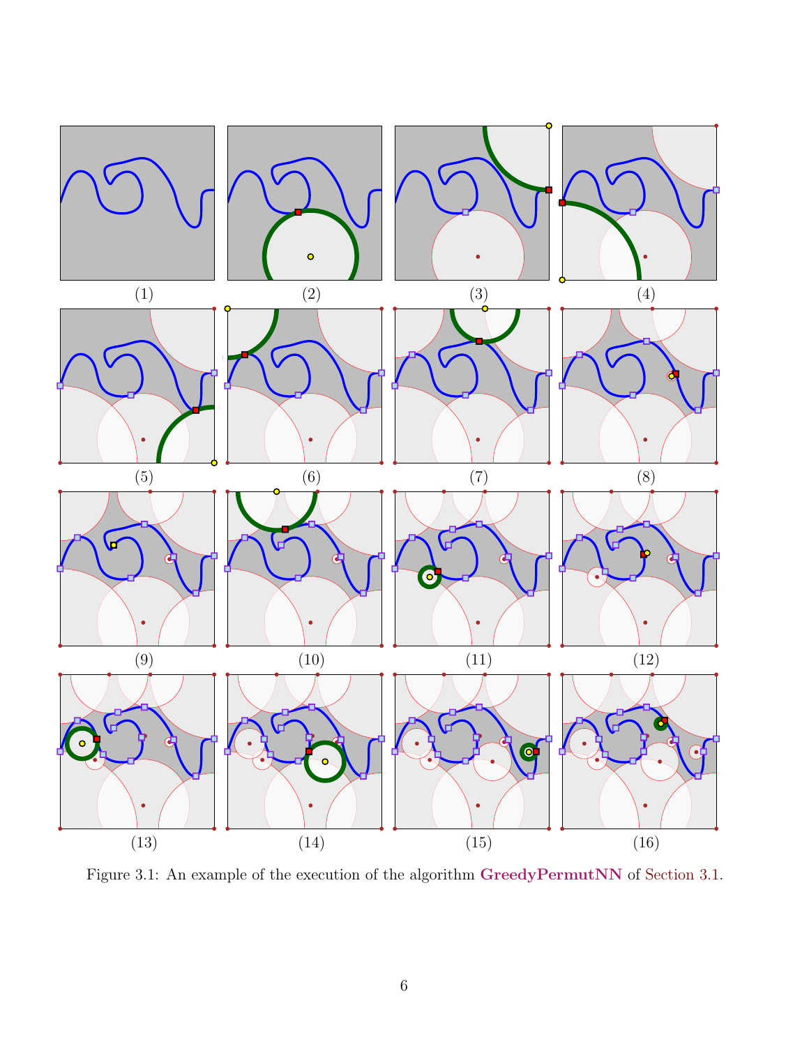(1) (2) (3) (4)

(5) (6) (7) (8)

(9) (10) (11) (12)

(13) (14) (15) (16)

Figure 3.1: An example of the execution of the algorithm **GreedyPermutNN** of Section 3.1.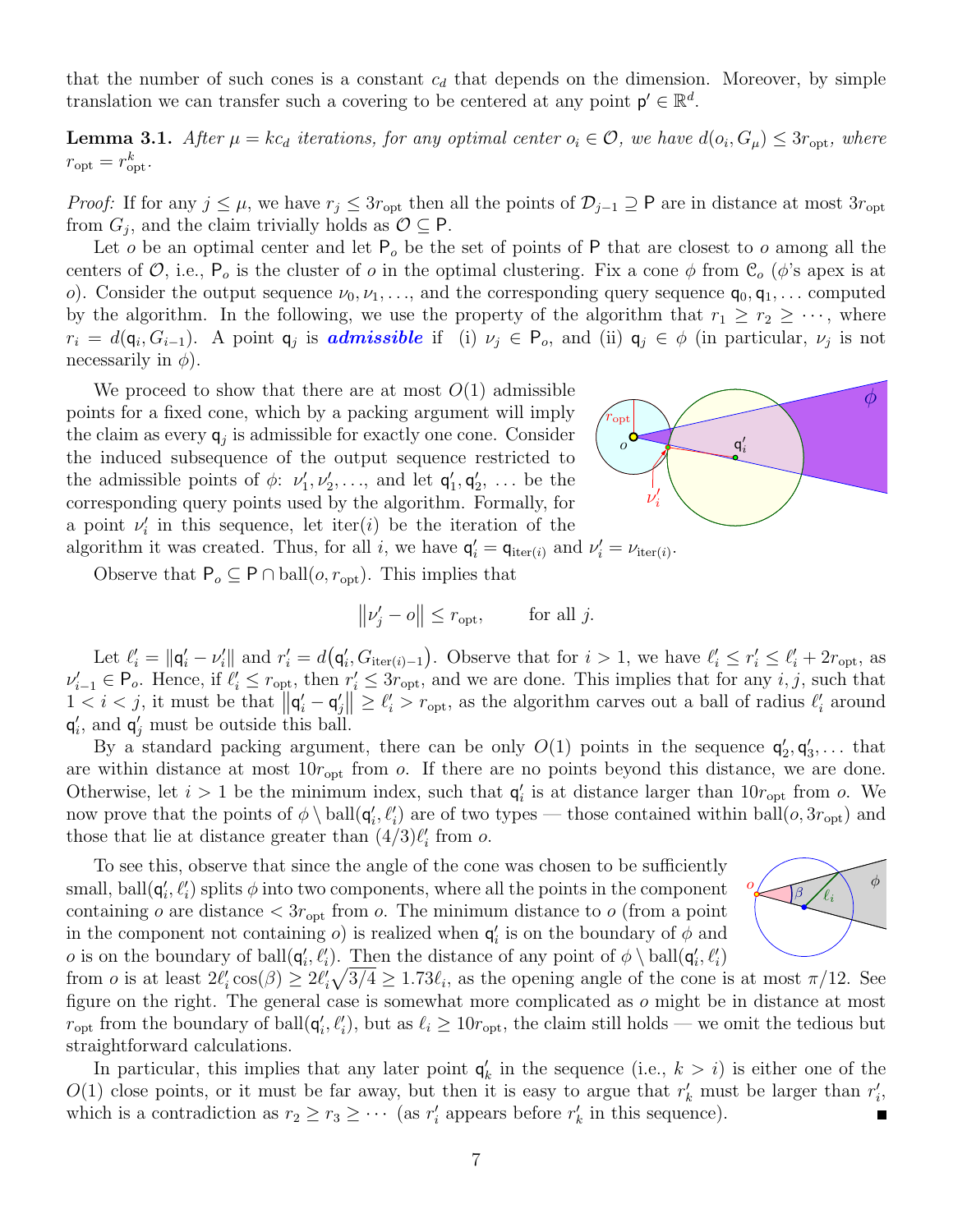that the number of such cones is a constant $c_d$ that depends on the dimension. Moreover, by simple translation we can transfer such a covering to be centered at any point $\mathsf{p}' \in \mathbb{R}^d$.

**Lemma 3.1.** *After $\mu = kc_d$ iterations, for any optimal center $o_i \in \mathcal{O}$, we have $d(o_i, G_\mu) \leq 3r_{\mathrm{opt}}$, where $r_{\mathrm{opt}} = r^k_{\mathrm{opt}}$.*

*Proof:* If for any $j \leq \mu$, we have $r_j \leq 3r_{\mathrm{opt}}$ then all the points of $\mathcal{D}_{j-1} \supseteq \mathsf{P}$ are in distance at most $3r_{\mathrm{opt}}$ from $G_j$, and the claim trivially holds as $\mathcal{O} \subseteq \mathsf{P}$.

Let $o$ be an optimal center and let $\mathsf{P}_o$ be the set of points of $\mathsf{P}$ that are closest to $o$ among all the centers of $\mathcal{O}$, i.e., $\mathsf{P}_o$ is the cluster of $o$ in the optimal clustering. Fix a cone $\phi$ from $\mathcal{C}_o$ ($\phi$'s apex is at $o$). Consider the output sequence $\nu_0, \nu_1, \ldots$, and the corresponding query sequence $\mathsf{q}_0, \mathsf{q}_1, \ldots$ computed by the algorithm. In the following, we use the property of the algorithm that $r_1 \geq r_2 \geq \cdots$, where $r_i = d(\mathsf{q}_i, G_{i-1})$. A point $\mathsf{q}_j$ is ***admissible*** if (i) $\nu_j \in \mathsf{P}_o$, and (ii) $\mathsf{q}_j \in \phi$ (in particular, $\nu_j$ is not necessarily in $\phi$).

We proceed to show that there are at most $O(1)$ admissible points for a fixed cone, which by a packing argument will imply the claim as every $\mathsf{q}_j$ is admissible for exactly one cone. Consider the induced subsequence of the output sequence restricted to the admissible points of $\phi$: $\nu'_1, \nu'_2, \ldots$, and let $\mathsf{q}'_1, \mathsf{q}'_2, \ldots$ be the corresponding query points used by the algorithm. Formally, for a point $\nu'_i$ in this sequence, let $\mathrm{iter}(i)$ be the iteration of the algorithm it was created. Thus, for all $i$, we have $\mathsf{q}'_i = \mathsf{q}_{\mathrm{iter}(i)}$ and $\nu'_i = \nu_{\mathrm{iter}(i)}$.

Observe that $\mathsf{P}_o \subseteq \mathsf{P} \cap \mathrm{ball}(o, r_{\mathrm{opt}})$. This implies that

$$\left\| \nu'_j - o \right\| \leq r_{\mathrm{opt}}, \qquad \text{for all } j.$$

Let $\ell'_i = \|\mathsf{q}'_i - \nu'_i\|$ and $r'_i = d\big(\mathsf{q}'_i, G_{\mathrm{iter}(i)-1}\big)$. Observe that for $i > 1$, we have $\ell'_i \leq r'_i \leq \ell'_i + 2r_{\mathrm{opt}}$, as $\nu'_{i-1} \in \mathsf{P}_o$. Hence, if $\ell'_i \leq r_{\mathrm{opt}}$, then $r'_i \leq 3r_{\mathrm{opt}}$, and we are done. This implies that for any $i, j$, such that $1 < i < j$, it must be that $\left\| \mathsf{q}'_i - \mathsf{q}'_j \right\| \geq \ell'_i > r_{\mathrm{opt}}$, as the algorithm carves out a ball of radius $\ell'_i$ around $\mathsf{q}'_i$, and $\mathsf{q}'_j$ must be outside this ball.

By a standard packing argument, there can be only $O(1)$ points in the sequence $\mathsf{q}'_2, \mathsf{q}'_3, \ldots$ that are within distance at most $10r_{\mathrm{opt}}$ from $o$. If there are no points beyond this distance, we are done. Otherwise, let $i > 1$ be the minimum index, such that $\mathsf{q}'_i$ is at distance larger than $10r_{\mathrm{opt}}$ from $o$. We now prove that the points of $\phi \setminus \mathrm{ball}(\mathsf{q}'_i, \ell'_i)$ are of two types — those contained within $\mathrm{ball}(o, 3r_{\mathrm{opt}})$ and those that lie at distance greater than $(4/3)\ell'_i$ from $o$.

To see this, observe that since the angle of the cone was chosen to be sufficiently small, $\mathrm{ball}(\mathsf{q}'_i, \ell'_i)$ splits $\phi$ into two components, where all the points in the component containing $o$ are distance $< 3r_{\mathrm{opt}}$ from $o$. The minimum distance to $o$ (from a point in the component not containing $o$) is realized when $\mathsf{q}'_i$ is on the boundary of $\phi$ and $o$ is on the boundary of $\mathrm{ball}(\mathsf{q}'_i, \ell'_i)$. Then the distance of any point of $\phi \setminus \mathrm{ball}(\mathsf{q}'_i, \ell'_i)$ from $o$ is at least $2\ell'_i \cos(\beta) \geq 2\ell'_i \sqrt{3/4} \geq 1.73\ell_i$, as the opening angle of the cone is at most $\pi/12$. See figure on the right. The general case is somewhat more complicated as $o$ might be in distance at most $r_{\mathrm{opt}}$ from the boundary of $\mathrm{ball}(\mathsf{q}'_i, \ell'_i)$, but as $\ell_i \geq 10r_{\mathrm{opt}}$, the claim still holds — we omit the tedious but straightforward calculations.

In particular, this implies that any later point $\mathsf{q}'_k$ in the sequence (i.e., $k > i$) is either one of the $O(1)$ close points, or it must be far away, but then it is easy to argue that $r'_k$ must be larger than $r'_i$, which is a contradiction as $r_2 \geq r_3 \geq \cdots$ (as $r'_i$ appears before $r'_k$ in this sequence). ∎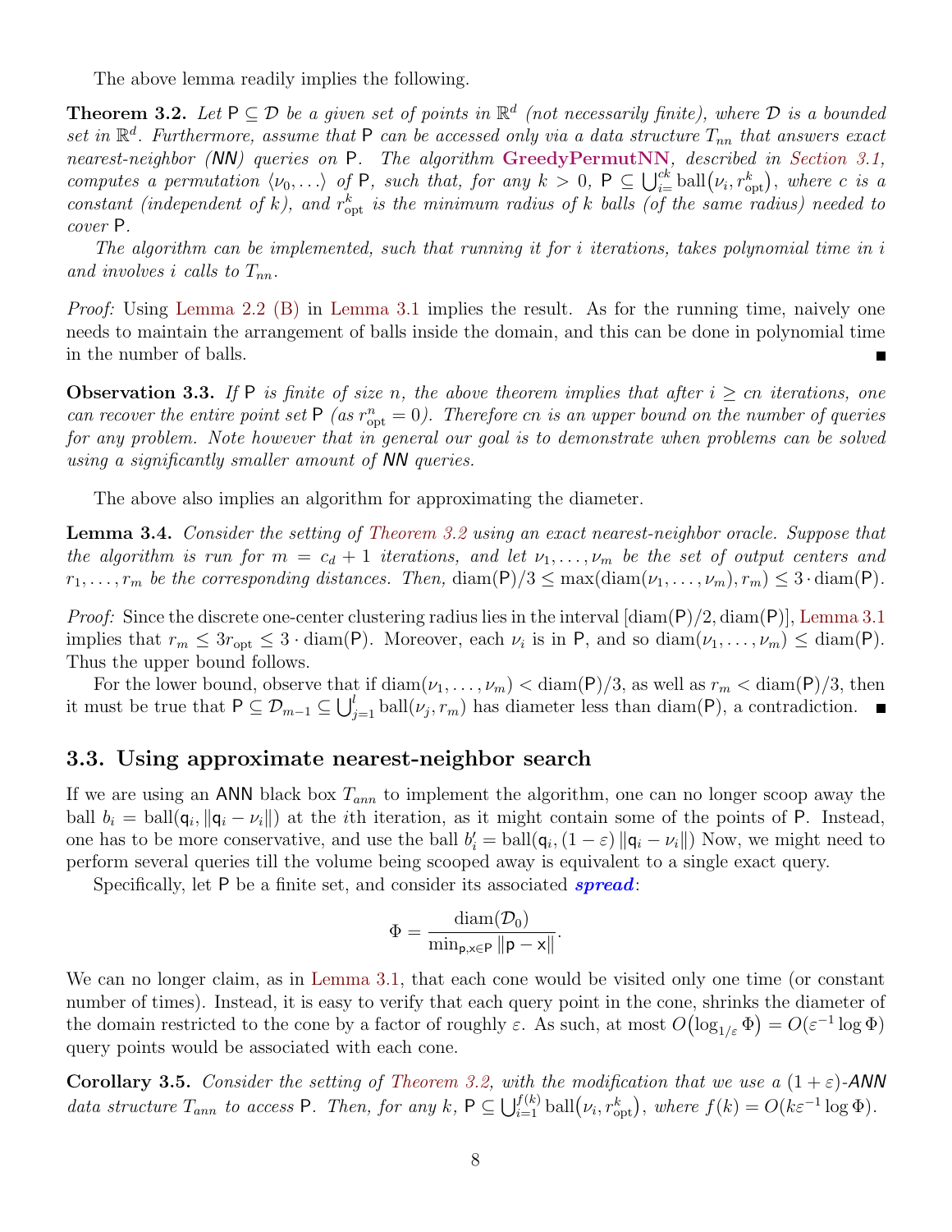The above lemma readily implies the following.

**Theorem 3.2.** *Let* $\mathsf{P} \subseteq \mathcal{D}$ *be a given set of points in* $\mathbb{R}^d$ *(not necessarily finite), where* $\mathcal{D}$ *is a bounded set in* $\mathbb{R}^d$*. Furthermore, assume that* $\mathsf{P}$ *can be accessed only via a data structure* $T_{nn}$ *that answers exact nearest-neighbor (*NN*) queries on* $\mathsf{P}$*. The algorithm* **GreedyPermutNN***, described in Section 3.1, computes a permutation* $\langle \nu_0, \ldots \rangle$ *of* $\mathsf{P}$*, such that, for any* $k > 0$*,* $\mathsf{P} \subseteq \bigcup_{i=}^{ck} \mathrm{ball}(\nu_i, r_{\mathrm{opt}}^k)$*, where* $c$ *is a constant (independent of* $k$*), and* $r_{\mathrm{opt}}^k$ *is the minimum radius of* $k$ *balls (of the same radius) needed to cover* $\mathsf{P}$*.*

*The algorithm can be implemented, such that running it for* $i$ *iterations, takes polynomial time in* $i$ *and involves* $i$ *calls to* $T_{nn}$*.*

*Proof:* Using Lemma 2.2 (B) in Lemma 3.1 implies the result. As for the running time, naively one needs to maintain the arrangement of balls inside the domain, and this can be done in polynomial time in the number of balls. ∎

**Observation 3.3.** *If* $\mathsf{P}$ *is finite of size* $n$*, the above theorem implies that after* $i \geq cn$ *iterations, one can recover the entire point set* $\mathsf{P}$ *(as* $r_{\mathrm{opt}}^n = 0$*). Therefore* $cn$ *is an upper bound on the number of queries for any problem. Note however that in general our goal is to demonstrate when problems can be solved using a significantly smaller amount of* NN *queries.*

The above also implies an algorithm for approximating the diameter.

**Lemma 3.4.** *Consider the setting of Theorem 3.2 using an exact nearest-neighbor oracle. Suppose that the algorithm is run for* $m = c_d + 1$ *iterations, and let* $\nu_1, \ldots, \nu_m$ *be the set of output centers and* $r_1, \ldots, r_m$ *be the corresponding distances. Then,* $\mathrm{diam}(\mathsf{P})/3 \leq \max(\mathrm{diam}(\nu_1, \ldots, \nu_m), r_m) \leq 3 \cdot \mathrm{diam}(\mathsf{P})$*.*

*Proof:* Since the discrete one-center clustering radius lies in the interval $[\mathrm{diam}(\mathsf{P})/2, \mathrm{diam}(\mathsf{P})]$, Lemma 3.1 implies that $r_m \leq 3r_{\mathrm{opt}} \leq 3 \cdot \mathrm{diam}(\mathsf{P})$. Moreover, each $\nu_i$ is in $\mathsf{P}$, and so $\mathrm{diam}(\nu_1, \ldots, \nu_m) \leq \mathrm{diam}(\mathsf{P})$. Thus the upper bound follows.

For the lower bound, observe that if $\mathrm{diam}(\nu_1, \ldots, \nu_m) < \mathrm{diam}(\mathsf{P})/3$, as well as $r_m < \mathrm{diam}(\mathsf{P})/3$, then it must be true that $\mathsf{P} \subseteq \mathcal{D}_{m-1} \subseteq \bigcup_{j=1}^{l} \mathrm{ball}(\nu_j, r_m)$ has diameter less than $\mathrm{diam}(\mathsf{P})$, a contradiction. ∎

## 3.3. Using approximate nearest-neighbor search

If we are using an ANN black box $T_{ann}$ to implement the algorithm, one can no longer scoop away the ball $b_i = \mathrm{ball}(\mathsf{q}_i, \|\mathsf{q}_i - \nu_i\|)$ at the $i$th iteration, as it might contain some of the points of $\mathsf{P}$. Instead, one has to be more conservative, and use the ball $b'_i = \mathrm{ball}(\mathsf{q}_i, (1-\varepsilon)\|\mathsf{q}_i - \nu_i\|)$ Now, we might need to perform several queries till the volume being scooped away is equivalent to a single exact query.

Specifically, let $\mathsf{P}$ be a finite set, and consider its associated ***spread***:

$$\Phi = \frac{\mathrm{diam}(\mathcal{D}_0)}{\min_{\mathsf{p},\mathsf{x} \in \mathsf{P}} \|\mathsf{p} - \mathsf{x}\|}.$$

We can no longer claim, as in Lemma 3.1, that each cone would be visited only one time (or constant number of times). Instead, it is easy to verify that each query point in the cone, shrinks the diameter of the domain restricted to the cone by a factor of roughly $\varepsilon$. As such, at most $O(\log_{1/\varepsilon} \Phi) = O(\varepsilon^{-1} \log \Phi)$ query points would be associated with each cone.

**Corollary 3.5.** *Consider the setting of Theorem 3.2, with the modification that we use a* $(1+\varepsilon)$*-*ANN *data structure* $T_{ann}$ *to access* $\mathsf{P}$*. Then, for any* $k$*,* $\mathsf{P} \subseteq \bigcup_{i=1}^{f(k)} \mathrm{ball}(\nu_i, r_{\mathrm{opt}}^k)$*, where* $f(k) = O(k\varepsilon^{-1} \log \Phi)$*.*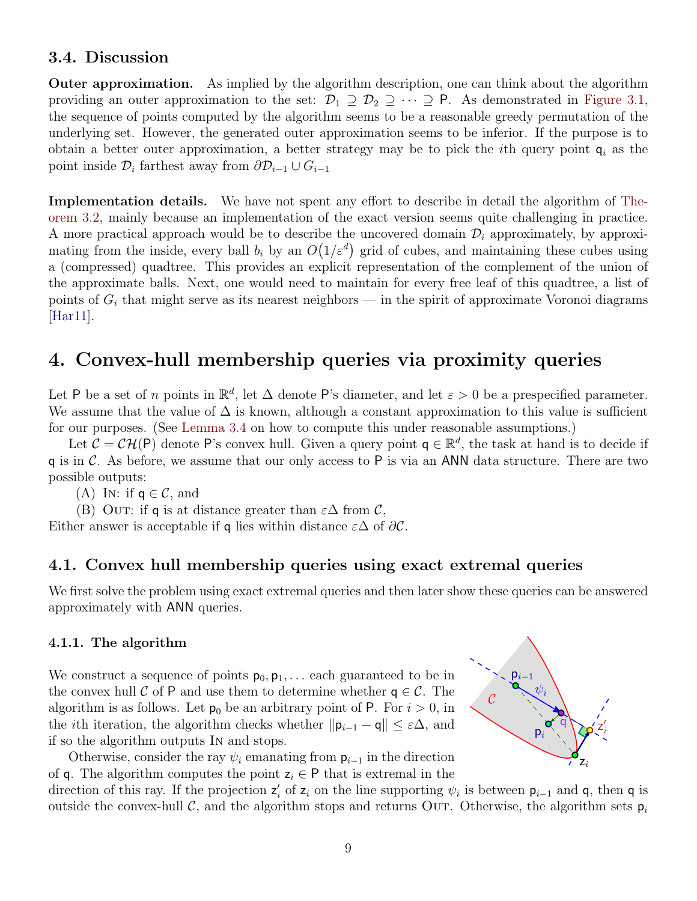### 3.4. Discussion

**Outer approximation.** As implied by the algorithm description, one can think about the algorithm providing an outer approximation to the set: $\mathcal{D}_1 \supseteq \mathcal{D}_2 \supseteq \cdots \supseteq \mathsf{P}$. As demonstrated in Figure 3.1, the sequence of points computed by the algorithm seems to be a reasonable greedy permutation of the underlying set. However, the generated outer approximation seems to be inferior. If the purpose is to obtain a better outer approximation, a better strategy may be to pick the $i$th query point $\mathsf{q}_i$ as the point inside $\mathcal{D}_i$ farthest away from $\partial\mathcal{D}_{i-1} \cup G_{i-1}$

**Implementation details.** We have not spent any effort to describe in detail the algorithm of Theorem 3.2, mainly because an implementation of the exact version seems quite challenging in practice. A more practical approach would be to describe the uncovered domain $\mathcal{D}_i$ approximately, by approximating from the inside, every ball $b_i$ by an $O(1/\varepsilon^d)$ grid of cubes, and maintaining these cubes using a (compressed) quadtree. This provides an explicit representation of the complement of the union of the approximate balls. Next, one would need to maintain for every free leaf of this quadtree, a list of points of $G_i$ that might serve as its nearest neighbors — in the spirit of approximate Voronoi diagrams [Har11].

## 4. Convex-hull membership queries via proximity queries

Let $\mathsf{P}$ be a set of $n$ points in $\mathbb{R}^d$, let $\Delta$ denote $\mathsf{P}$'s diameter, and let $\varepsilon > 0$ be a prespecified parameter. We assume that the value of $\Delta$ is known, although a constant approximation to this value is sufficient for our purposes. (See Lemma 3.4 on how to compute this under reasonable assumptions.)

Let $\mathcal{C} = \mathcal{CH}(\mathsf{P})$ denote $\mathsf{P}$'s convex hull. Given a query point $\mathsf{q} \in \mathbb{R}^d$, the task at hand is to decide if $\mathsf{q}$ is in $\mathcal{C}$. As before, we assume that our only access to $\mathsf{P}$ is via an $\mathsf{ANN}$ data structure. There are two possible outputs:

(A) In: if $\mathsf{q} \in \mathcal{C}$, and

(B) Out: if $\mathsf{q}$ is at distance greater than $\varepsilon\Delta$ from $\mathcal{C}$,

Either answer is acceptable if $\mathsf{q}$ lies within distance $\varepsilon\Delta$ of $\partial\mathcal{C}$.

### 4.1. Convex hull membership queries using exact extremal queries

We first solve the problem using exact extremal queries and then later show these queries can be answered approximately with $\mathsf{ANN}$ queries.

#### 4.1.1. The algorithm

We construct a sequence of points $\mathsf{p}_0, \mathsf{p}_1, \ldots$ each guaranteed to be in the convex hull $\mathcal{C}$ of $\mathsf{P}$ and use them to determine whether $\mathsf{q} \in \mathcal{C}$. The algorithm is as follows. Let $\mathsf{p}_0$ be an arbitrary point of $\mathsf{P}$. For $i > 0$, in the $i$th iteration, the algorithm checks whether $\|\mathsf{p}_{i-1} - \mathsf{q}\| \leq \varepsilon\Delta$, and if so the algorithm outputs In and stops.

Otherwise, consider the ray $\psi_i$ emanating from $\mathsf{p}_{i-1}$ in the direction of $\mathsf{q}$. The algorithm computes the point $\mathsf{z}_i \in \mathsf{P}$ that is extremal in the direction of this ray. If the projection $\mathsf{z}'_i$ of $\mathsf{z}_i$ on the line supporting $\psi_i$ is between $\mathsf{p}_{i-1}$ and $\mathsf{q}$, then $\mathsf{q}$ is outside the convex-hull $\mathcal{C}$, and the algorithm stops and returns Out. Otherwise, the algorithm sets $\mathsf{p}_i$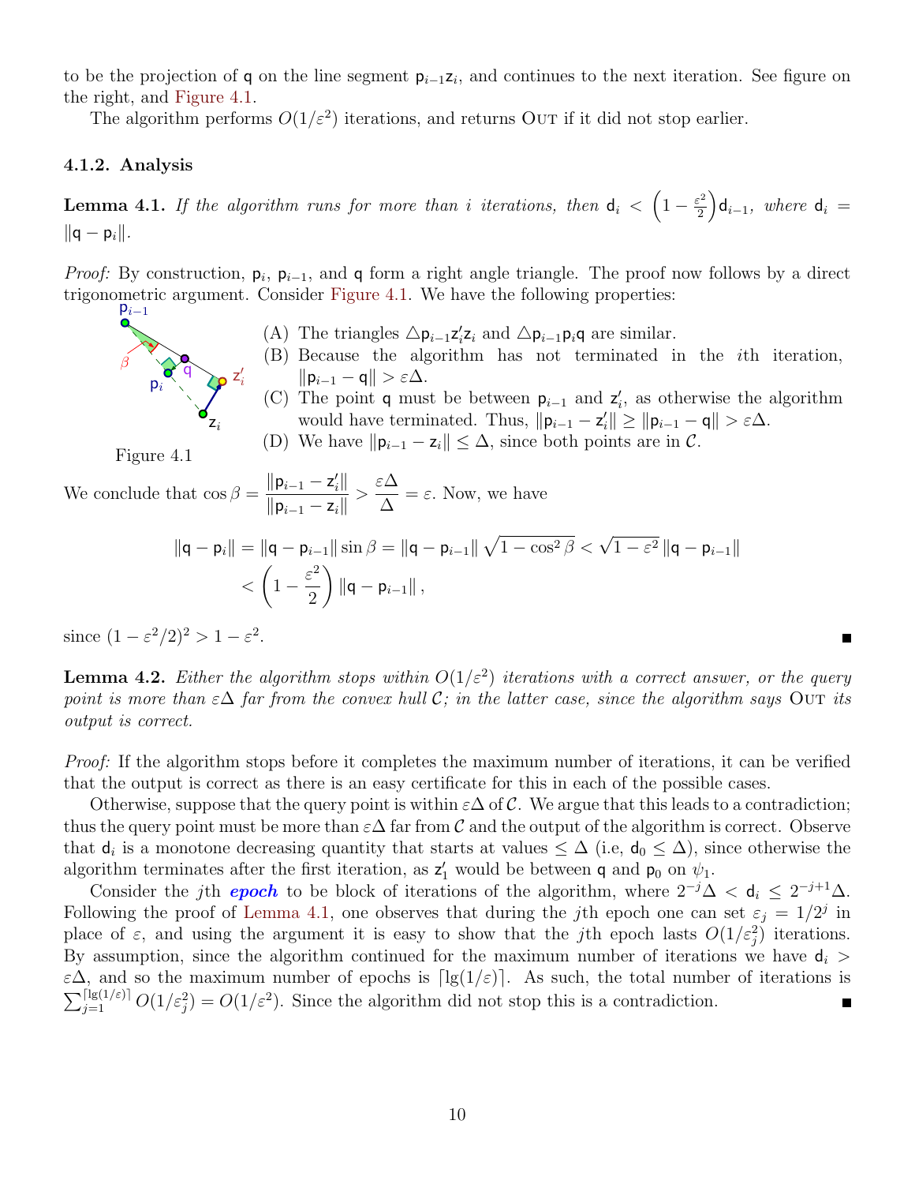to be the projection of $\mathsf{q}$ on the line segment $\mathsf{p}_{i-1}\mathsf{z}_i$, and continues to the next iteration. See figure on the right, and Figure 4.1.

The algorithm performs $O(1/\varepsilon^2)$ iterations, and returns OUT if it did not stop earlier.

### 4.1.2. Analysis

**Lemma 4.1.** *If the algorithm runs for more than $i$ iterations, then $\mathsf{d}_i < \left(1 - \frac{\varepsilon^2}{2}\right)\mathsf{d}_{i-1}$, where $\mathsf{d}_i = \|\mathsf{q} - \mathsf{p}_i\|$.*

*Proof:* By construction, $\mathsf{p}_i$, $\mathsf{p}_{i-1}$, and $\mathsf{q}$ form a right angle triangle. The proof now follows by a direct trigonometric argument. Consider Figure 4.1. We have the following properties:

Figure 4.1

(A) The triangles $\triangle \mathsf{p}_{i-1}\mathsf{z}'_i\mathsf{z}_i$ and $\triangle \mathsf{p}_{i-1}\mathsf{p}_i\mathsf{q}$ are similar.

(B) Because the algorithm has not terminated in the $i$th iteration, $\|\mathsf{p}_{i-1} - \mathsf{q}\| > \varepsilon\Delta$.

(C) The point $\mathsf{q}$ must be between $\mathsf{p}_{i-1}$ and $\mathsf{z}'_i$, as otherwise the algorithm would have terminated. Thus, $\|\mathsf{p}_{i-1} - \mathsf{z}'_i\| \geq \|\mathsf{p}_{i-1} - \mathsf{q}\| > \varepsilon\Delta$.

(D) We have $\|\mathsf{p}_{i-1} - \mathsf{z}_i\| \leq \Delta$, since both points are in $\mathcal{C}$.

We conclude that $\cos\beta = \dfrac{\|\mathsf{p}_{i-1} - \mathsf{z}'_i\|}{\|\mathsf{p}_{i-1} - \mathsf{z}_i\|} > \dfrac{\varepsilon\Delta}{\Delta} = \varepsilon$. Now, we have

$$
\begin{aligned}
\|\mathsf{q} - \mathsf{p}_i\| &= \|\mathsf{q} - \mathsf{p}_{i-1}\| \sin\beta = \|\mathsf{q} - \mathsf{p}_{i-1}\| \sqrt{1 - \cos^2\beta} < \sqrt{1 - \varepsilon^2}\, \|\mathsf{q} - \mathsf{p}_{i-1}\| \\
&< \left(1 - \frac{\varepsilon^2}{2}\right) \|\mathsf{q} - \mathsf{p}_{i-1}\|,
\end{aligned}
$$

since $(1 - \varepsilon^2/2)^2 > 1 - \varepsilon^2$. ∎

**Lemma 4.2.** *Either the algorithm stops within $O(1/\varepsilon^2)$ iterations with a correct answer, or the query point is more than $\varepsilon\Delta$ far from the convex hull $\mathcal{C}$; in the latter case, since the algorithm says* OUT *its output is correct.*

*Proof:* If the algorithm stops before it completes the maximum number of iterations, it can be verified that the output is correct as there is an easy certificate for this in each of the possible cases.

Otherwise, suppose that the query point is within $\varepsilon\Delta$ of $\mathcal{C}$. We argue that this leads to a contradiction; thus the query point must be more than $\varepsilon\Delta$ far from $\mathcal{C}$ and the output of the algorithm is correct. Observe that $\mathsf{d}_i$ is a monotone decreasing quantity that starts at values $\leq \Delta$ (i.e, $\mathsf{d}_0 \leq \Delta$), since otherwise the algorithm terminates after the first iteration, as $\mathsf{z}'_1$ would be between $\mathsf{q}$ and $\mathsf{p}_0$ on $\psi_1$.

Consider the $j$th ***epoch*** to be block of iterations of the algorithm, where $2^{-j}\Delta < \mathsf{d}_i \leq 2^{-j+1}\Delta$. Following the proof of Lemma 4.1, one observes that during the $j$th epoch one can set $\varepsilon_j = 1/2^j$ in place of $\varepsilon$, and using the argument it is easy to show that the $j$th epoch lasts $O(1/\varepsilon_j^2)$ iterations. By assumption, since the algorithm continued for the maximum number of iterations we have $\mathsf{d}_i > \varepsilon\Delta$, and so the maximum number of epochs is $\lceil \lg(1/\varepsilon) \rceil$. As such, the total number of iterations is $\sum_{j=1}^{\lceil \lg(1/\varepsilon) \rceil} O(1/\varepsilon_j^2) = O(1/\varepsilon^2)$. Since the algorithm did not stop this is a contradiction. ∎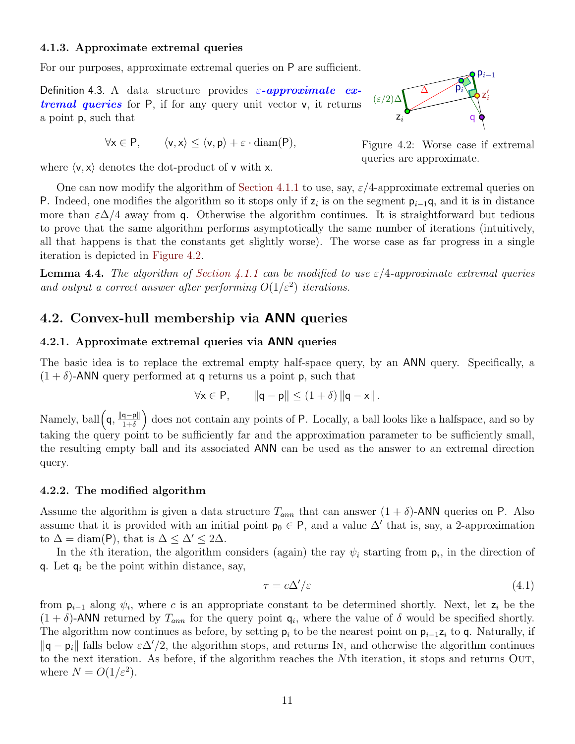### 4.1.3. Approximate extremal queries

For our purposes, approximate extremal queries on P are sufficient.

Definition 4.3. A data structure provides ***$\varepsilon$-approximate extremal queries*** for P, if for any query unit vector v, it returns a point p, such that

$$\forall x \in P, \qquad \langle v, x \rangle \leq \langle v, p \rangle + \varepsilon \cdot \mathrm{diam}(P),$$

where $\langle v, x \rangle$ denotes the dot-product of v with x.

Figure 4.2: Worse case if extremal queries are approximate.

One can now modify the algorithm of Section 4.1.1 to use, say, $\varepsilon/4$-approximate extremal queries on P. Indeed, one modifies the algorithm so it stops only if $z_i$ is on the segment $p_{i-1}q$, and it is in distance more than $\varepsilon\Delta/4$ away from q. Otherwise the algorithm continues. It is straightforward but tedious to prove that the same algorithm performs asymptotically the same number of iterations (intuitively, all that happens is that the constants get slightly worse). The worse case as far progress in a single iteration is depicted in Figure 4.2.

**Lemma 4.4.** *The algorithm of Section 4.1.1 can be modified to use $\varepsilon/4$-approximate extremal queries and output a correct answer after performing $O(1/\varepsilon^2)$ iterations.*

## 4.2. Convex-hull membership via ANN queries

### 4.2.1. Approximate extremal queries via ANN queries

The basic idea is to replace the extremal empty half-space query, by an ANN query. Specifically, a $(1+\delta)$-ANN query performed at q returns us a point p, such that

$$\forall x \in P, \qquad \|q - p\| \leq (1+\delta)\|q - x\|.$$

Namely, $\mathrm{ball}\left(q, \frac{\|q-p\|}{1+\delta}\right)$ does not contain any points of P. Locally, a ball looks like a halfspace, and so by taking the query point to be sufficiently far and the approximation parameter to be sufficiently small, the resulting empty ball and its associated ANN can be used as the answer to an extremal direction query.

### 4.2.2. The modified algorithm

Assume the algorithm is given a data structure $T_{ann}$ that can answer $(1+\delta)$-ANN queries on P. Also assume that it is provided with an initial point $p_0 \in P$, and a value $\Delta'$ that is, say, a 2-approximation to $\Delta = \mathrm{diam}(P)$, that is $\Delta \leq \Delta' \leq 2\Delta$.

In the $i$th iteration, the algorithm considers (again) the ray $\psi_i$ starting from $p_i$, in the direction of q. Let $q_i$ be the point within distance, say,

$$\tau = c\Delta'/\varepsilon \tag{4.1}$$

from $p_{i-1}$ along $\psi_i$, where $c$ is an appropriate constant to be determined shortly. Next, let $z_i$ be the $(1+\delta)$-ANN returned by $T_{ann}$ for the query point $q_i$, where the value of $\delta$ would be specified shortly. The algorithm now continues as before, by setting $p_i$ to be the nearest point on $p_{i-1}z_i$ to q. Naturally, if $\|q - p_i\|$ falls below $\varepsilon\Delta'/2$, the algorithm stops, and returns IN, and otherwise the algorithm continues to the next iteration. As before, if the algorithm reaches the $N$th iteration, it stops and returns OUT, where $N = O(1/\varepsilon^2)$.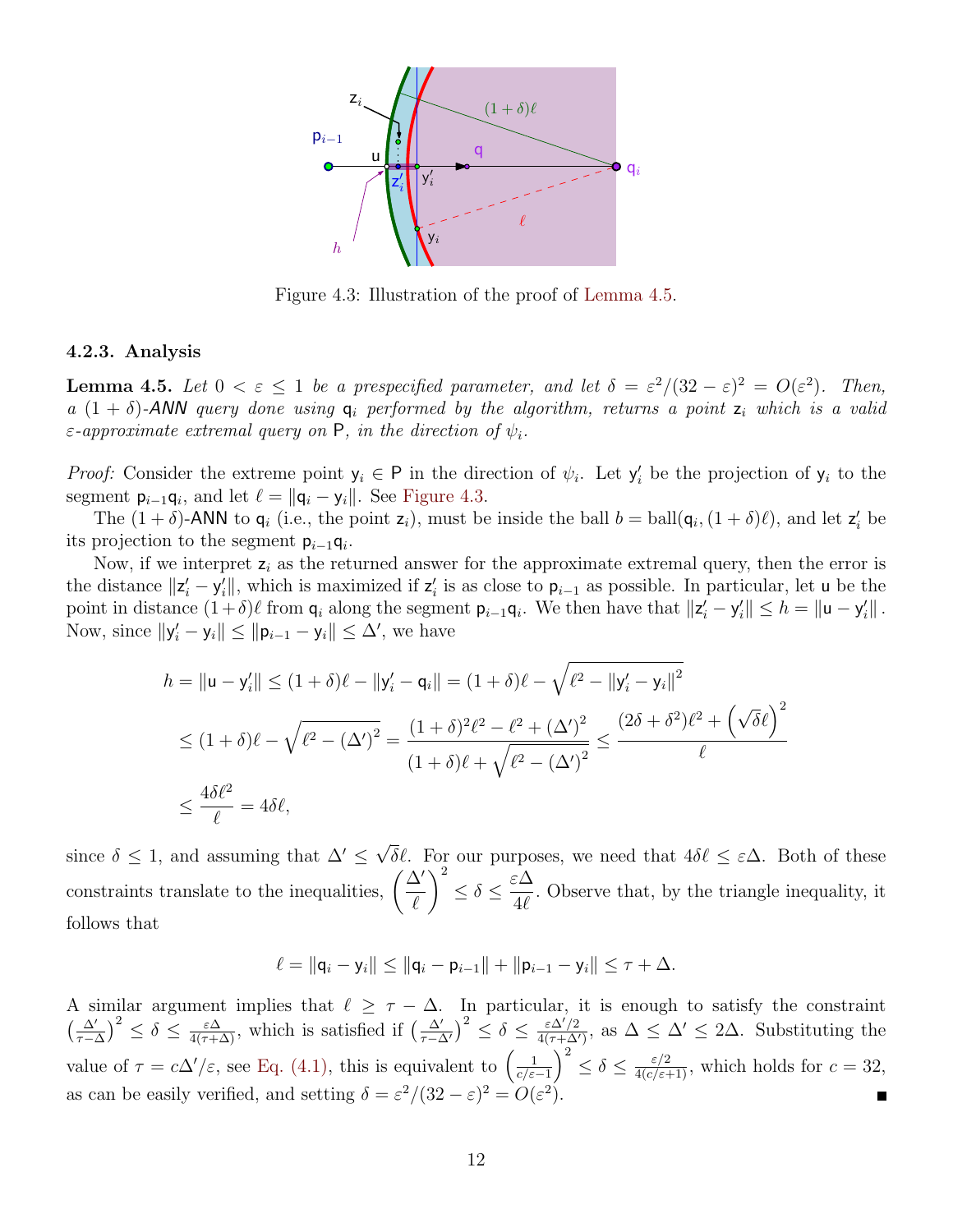Figure 4.3: Illustration of the proof of Lemma 4.5.

### 4.2.3. Analysis

**Lemma 4.5.** *Let $0 < \varepsilon \leq 1$ be a prespecified parameter, and let $\delta = \varepsilon^2/(32-\varepsilon)^2 = O(\varepsilon^2)$. Then, a $(1+\delta)$-ANN query done using $\mathsf{q}_i$ performed by the algorithm, returns a point $\mathsf{z}_i$ which is a valid $\varepsilon$-approximate extremal query on $\mathsf{P}$, in the direction of $\psi_i$.*

*Proof:* Consider the extreme point $\mathsf{y}_i \in \mathsf{P}$ in the direction of $\psi_i$. Let $\mathsf{y}'_i$ be the projection of $\mathsf{y}_i$ to the segment $\mathsf{p}_{i-1}\mathsf{q}_i$, and let $\ell = \|\mathsf{q}_i - \mathsf{y}_i\|$. See Figure 4.3.

The $(1+\delta)$-ANN to $\mathsf{q}_i$ (i.e., the point $\mathsf{z}_i$), must be inside the ball $b = \mathrm{ball}(\mathsf{q}_i, (1+\delta)\ell)$, and let $\mathsf{z}'_i$ be its projection to the segment $\mathsf{p}_{i-1}\mathsf{q}_i$.

Now, if we interpret $\mathsf{z}_i$ as the returned answer for the approximate extremal query, then the error is the distance $\|\mathsf{z}'_i - \mathsf{y}'_i\|$, which is maximized if $\mathsf{z}'_i$ is as close to $\mathsf{p}_{i-1}$ as possible. In particular, let $\mathsf{u}$ be the point in distance $(1+\delta)\ell$ from $\mathsf{q}_i$ along the segment $\mathsf{p}_{i-1}\mathsf{q}_i$. We then have that $\|\mathsf{z}'_i - \mathsf{y}'_i\| \leq h = \|\mathsf{u} - \mathsf{y}'_i\|$. Now, since $\|\mathsf{y}'_i - \mathsf{y}_i\| \leq \|\mathsf{p}_{i-1} - \mathsf{y}_i\| \leq \Delta'$, we have

$$
\begin{aligned}
h = \|\mathsf{u} - \mathsf{y}'_i\| &\leq (1+\delta)\ell - \|\mathsf{y}'_i - \mathsf{q}_i\| = (1+\delta)\ell - \sqrt{\ell^2 - \|\mathsf{y}'_i - \mathsf{y}_i\|^2} \\
&\leq (1+\delta)\ell - \sqrt{\ell^2 - (\Delta')^2} = \frac{(1+\delta)^2\ell^2 - \ell^2 + (\Delta')^2}{(1+\delta)\ell + \sqrt{\ell^2 - (\Delta')^2}} \leq \frac{(2\delta + \delta^2)\ell^2 + \left(\sqrt{\delta}\ell\right)^2}{\ell} \\
&\leq \frac{4\delta\ell^2}{\ell} = 4\delta\ell,
\end{aligned}
$$

since $\delta \leq 1$, and assuming that $\Delta' \leq \sqrt{\delta}\ell$. For our purposes, we need that $4\delta\ell \leq \varepsilon\Delta$. Both of these constraints translate to the inequalities, $\left(\frac{\Delta'}{\ell}\right)^2 \leq \delta \leq \frac{\varepsilon\Delta}{4\ell}$. Observe that, by the triangle inequality, it follows that

$$
\ell = \|\mathsf{q}_i - \mathsf{y}_i\| \leq \|\mathsf{q}_i - \mathsf{p}_{i-1}\| + \|\mathsf{p}_{i-1} - \mathsf{y}_i\| \leq \tau + \Delta.
$$

A similar argument implies that $\ell \geq \tau - \Delta$. In particular, it is enough to satisfy the constraint $\left(\frac{\Delta'}{\tau-\Delta}\right)^2 \leq \delta \leq \frac{\varepsilon\Delta}{4(\tau+\Delta)}$, which is satisfied if $\left(\frac{\Delta'}{\tau-\Delta'}\right)^2 \leq \delta \leq \frac{\varepsilon\Delta'/2}{4(\tau+\Delta')}$, as $\Delta \leq \Delta' \leq 2\Delta$. Substituting the value of $\tau = c\Delta'/\varepsilon$, see Eq. (4.1), this is equivalent to $\left(\frac{1}{c/\varepsilon - 1}\right)^2 \leq \delta \leq \frac{\varepsilon/2}{4(c/\varepsilon+1)}$, which holds for $c = 32$, as can be easily verified, and setting $\delta = \varepsilon^2/(32-\varepsilon)^2 = O(\varepsilon^2)$. ■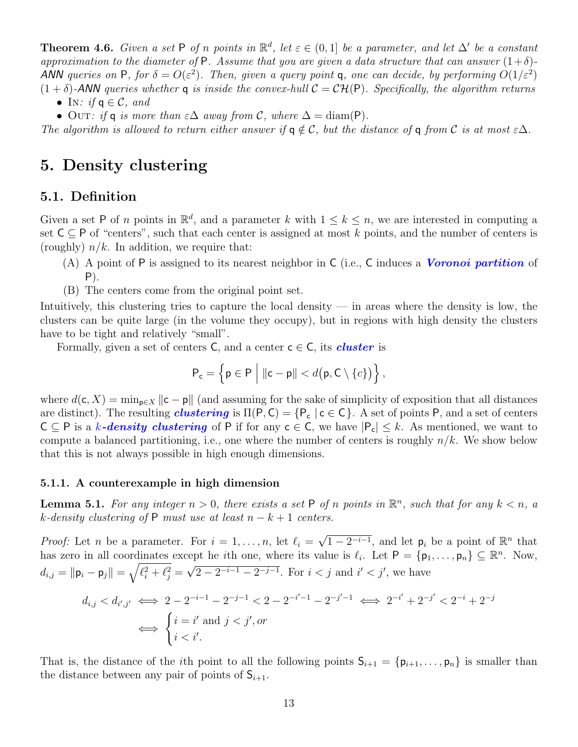**Theorem 4.6.** *Given a set $\mathsf{P}$ of $n$ points in $\mathbb{R}^d$, let $\varepsilon \in (0,1]$ be a parameter, and let $\Delta'$ be a constant approximation to the diameter of $\mathsf{P}$. Assume that you are given a data structure that can answer $(1+\delta)$-ANN queries on $\mathsf{P}$, for $\delta = O(\varepsilon^2)$. Then, given a query point $\mathsf{q}$, one can decide, by performing $O(1/\varepsilon^2)$ $(1+\delta)$-ANN queries whether $\mathsf{q}$ is inside the convex-hull $\mathcal{C} = \mathcal{CH}(\mathsf{P})$. Specifically, the algorithm returns*

- IN*: if $\mathsf{q} \in \mathcal{C}$, and*
- OUT*: if $\mathsf{q}$ is more than $\varepsilon\Delta$ away from $\mathcal{C}$, where $\Delta = \operatorname{diam}(\mathsf{P})$.*

*The algorithm is allowed to return either answer if $\mathsf{q} \notin \mathcal{C}$, but the distance of $\mathsf{q}$ from $\mathcal{C}$ is at most $\varepsilon\Delta$.*

# 5. Density clustering

## 5.1. Definition

Given a set $\mathsf{P}$ of $n$ points in $\mathbb{R}^d$, and a parameter $k$ with $1 \leq k \leq n$, we are interested in computing a set $\mathsf{C} \subseteq \mathsf{P}$ of "centers", such that each center is assigned at most $k$ points, and the number of centers is (roughly) $n/k$. In addition, we require that:

(A) A point of $\mathsf{P}$ is assigned to its nearest neighbor in $\mathsf{C}$ (i.e., $\mathsf{C}$ induces a ***Voronoi partition*** of $\mathsf{P}$).

(B) The centers come from the original point set.

Intuitively, this clustering tries to capture the local density — in areas where the density is low, the clusters can be quite large (in the volume they occupy), but in regions with high density the clusters have to be tight and relatively "small".

Formally, given a set of centers $\mathsf{C}$, and a center $\mathsf{c} \in \mathsf{C}$, its ***cluster*** is

$$\mathsf{P}_\mathsf{c} = \left\{ \mathsf{p} \in \mathsf{P} \;\middle|\; \|\mathsf{c} - \mathsf{p}\| < d\big(\mathsf{p}, \mathsf{C} \setminus \{c\}\big) \right\},$$

where $d(\mathsf{c}, X) = \min_{\mathsf{p} \in X} \|\mathsf{c} - \mathsf{p}\|$ (and assuming for the sake of simplicity of exposition that all distances are distinct). The resulting ***clustering*** is $\Pi(\mathsf{P}, \mathsf{C}) = \{\mathsf{P}_\mathsf{c} \mid \mathsf{c} \in \mathsf{C}\}$. A set of points $\mathsf{P}$, and a set of centers $\mathsf{C} \subseteq \mathsf{P}$ is a ***$k$-density clustering*** of $\mathsf{P}$ if for any $\mathsf{c} \in \mathsf{C}$, we have $|\mathsf{P}_\mathsf{c}| \leq k$. As mentioned, we want to compute a balanced partitioning, i.e., one where the number of centers is roughly $n/k$. We show below that this is not always possible in high enough dimensions.

### 5.1.1. A counterexample in high dimension

**Lemma 5.1.** *For any integer $n > 0$, there exists a set $\mathsf{P}$ of $n$ points in $\mathbb{R}^n$, such that for any $k < n$, a $k$-density clustering of $\mathsf{P}$ must use at least $n - k + 1$ centers.*

*Proof:* Let $n$ be a parameter. For $i = 1, \ldots, n$, let $\ell_i = \sqrt{1 - 2^{-i-1}}$, and let $\mathsf{p}_i$ be a point of $\mathbb{R}^n$ that has zero in all coordinates except he $i$th one, where its value is $\ell_i$. Let $\mathsf{P} = \{\mathsf{p}_1, \ldots, \mathsf{p}_n\} \subseteq \mathbb{R}^n$. Now, $d_{i,j} = \|\mathsf{p}_i - \mathsf{p}_j\| = \sqrt{\ell_i^2 + \ell_j^2} = \sqrt{2 - 2^{-i-1} - 2^{-j-1}}$. For $i < j$ and $i' < j'$, we have

$$d_{i,j} < d_{i',j'} \iff 2 - 2^{-i-1} - 2^{-j-1} < 2 - 2^{-i'-1} - 2^{-j'-1} \iff 2^{-i'} + 2^{-j'} < 2^{-i} + 2^{-j}$$
$$\iff \begin{cases} i = i' \text{ and } j < j', \text{or} \\ i < i'. \end{cases}$$

That is, the distance of the $i$th point to all the following points $\mathsf{S}_{i+1} = \{\mathsf{p}_{i+1}, \ldots, \mathsf{p}_n\}$ is smaller than the distance between any pair of points of $\mathsf{S}_{i+1}$.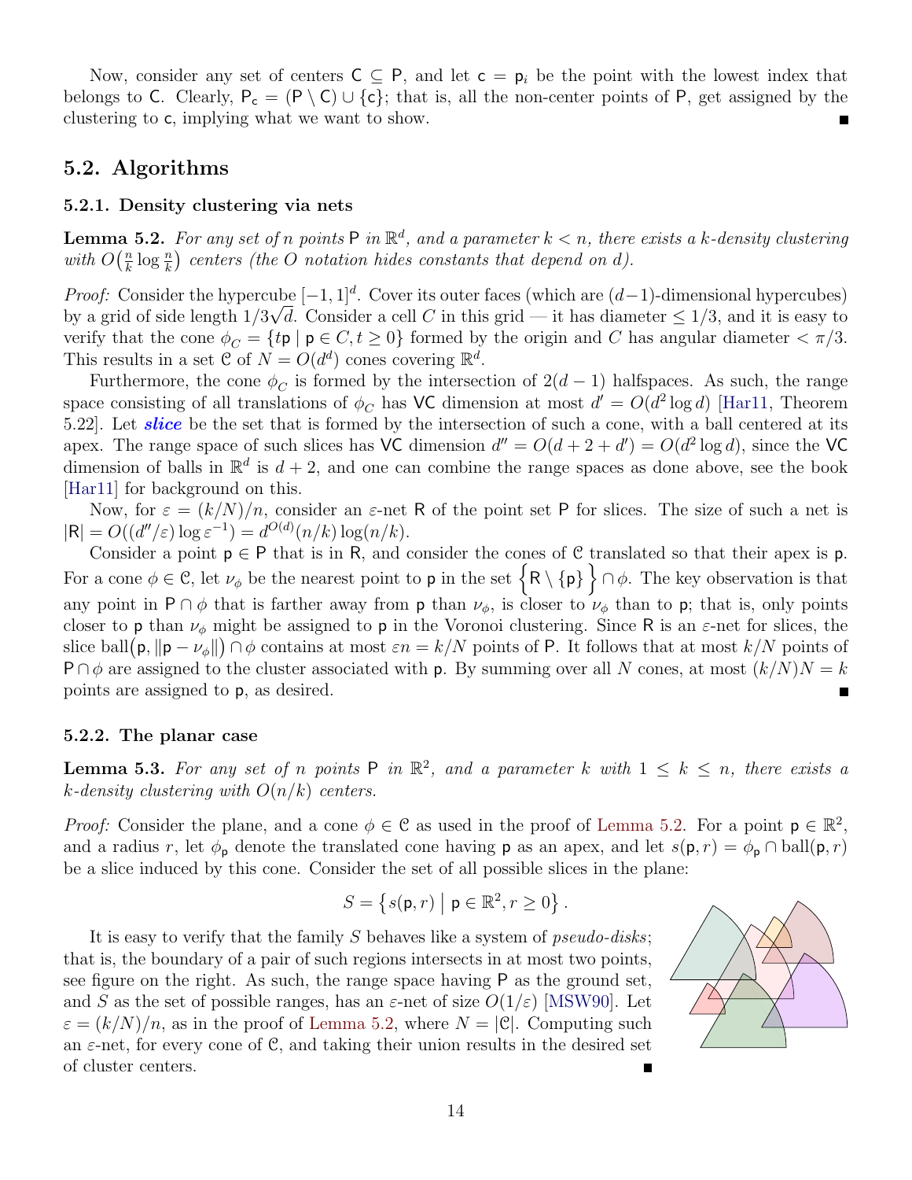Now, consider any set of centers $\mathsf{C} \subseteq \mathsf{P}$, and let $\mathsf{c} = \mathsf{p}_i$ be the point with the lowest index that belongs to $\mathsf{C}$. Clearly, $\mathsf{P}_\mathsf{c} = (\mathsf{P} \setminus \mathsf{C}) \cup \{\mathsf{c}\}$; that is, all the non-center points of $\mathsf{P}$, get assigned by the clustering to $\mathsf{c}$, implying what we want to show. ■

## 5.2. Algorithms

### 5.2.1. Density clustering via nets

**Lemma 5.2.** *For any set of $n$ points $\mathsf{P}$ in $\mathbb{R}^d$, and a parameter $k < n$, there exists a $k$-density clustering with $O\left(\frac{n}{k} \log \frac{n}{k}\right)$ centers (the $O$ notation hides constants that depend on $d$).*

*Proof:* Consider the hypercube $[-1, 1]^d$. Cover its outer faces (which are $(d-1)$-dimensional hypercubes) by a grid of side length $1/3\sqrt{d}$. Consider a cell $C$ in this grid — it has diameter $\leq 1/3$, and it is easy to verify that the cone $\phi_C = \{t\mathsf{p} \mid \mathsf{p} \in C, t \geq 0\}$ formed by the origin and $C$ has angular diameter $< \pi/3$. This results in a set $\mathcal{C}$ of $N = O(d^d)$ cones covering $\mathbb{R}^d$.

Furthermore, the cone $\phi_C$ is formed by the intersection of $2(d-1)$ halfspaces. As such, the range space consisting of all translations of $\phi_C$ has $\mathsf{VC}$ dimension at most $d' = O(d^2 \log d)$ [Har11, Theorem 5.22]. Let ***slice*** be the set that is formed by the intersection of such a cone, with a ball centered at its apex. The range space of such slices has $\mathsf{VC}$ dimension $d'' = O(d + 2 + d') = O(d^2 \log d)$, since the $\mathsf{VC}$ dimension of balls in $\mathbb{R}^d$ is $d + 2$, and one can combine the range spaces as done above, see the book [Har11] for background on this.

Now, for $\varepsilon = (k/N)/n$, consider an $\varepsilon$-net $\mathsf{R}$ of the point set $\mathsf{P}$ for slices. The size of such a net is $|\mathsf{R}| = O((d''/\varepsilon) \log \varepsilon^{-1}) = d^{O(d)}(n/k) \log(n/k)$.

Consider a point $\mathsf{p} \in \mathsf{P}$ that is in $\mathsf{R}$, and consider the cones of $\mathcal{C}$ translated so that their apex is $\mathsf{p}$. For a cone $\phi \in \mathcal{C}$, let $\nu_\phi$ be the nearest point to $\mathsf{p}$ in the set $\left\{\mathsf{R} \setminus \{\mathsf{p}\}\right\} \cap \phi$. The key observation is that any point in $\mathsf{P} \cap \phi$ that is farther away from $\mathsf{p}$ than $\nu_\phi$, is closer to $\nu_\phi$ than to $\mathsf{p}$; that is, only points closer to $\mathsf{p}$ than $\nu_\phi$ might be assigned to $\mathsf{p}$ in the Voronoi clustering. Since $\mathsf{R}$ is an $\varepsilon$-net for slices, the slice $\mathrm{ball}\left(\mathsf{p}, \|\mathsf{p} - \nu_\phi\|\right) \cap \phi$ contains at most $\varepsilon n = k/N$ points of $\mathsf{P}$. It follows that at most $k/N$ points of $\mathsf{P} \cap \phi$ are assigned to the cluster associated with $\mathsf{p}$. By summing over all $N$ cones, at most $(k/N)N = k$ points are assigned to $\mathsf{p}$, as desired. ■

### 5.2.2. The planar case

**Lemma 5.3.** *For any set of $n$ points $\mathsf{P}$ in $\mathbb{R}^2$, and a parameter $k$ with $1 \leq k \leq n$, there exists a $k$-density clustering with $O(n/k)$ centers.*

*Proof:* Consider the plane, and a cone $\phi \in \mathcal{C}$ as used in the proof of Lemma 5.2. For a point $\mathsf{p} \in \mathbb{R}^2$, and a radius $r$, let $\phi_\mathsf{p}$ denote the translated cone having $\mathsf{p}$ as an apex, and let $s(\mathsf{p}, r) = \phi_\mathsf{p} \cap \mathrm{ball}(\mathsf{p}, r)$ be a slice induced by this cone. Consider the set of all possible slices in the plane:

$$S = \left\{ s(\mathsf{p}, r) \;\middle|\; \mathsf{p} \in \mathbb{R}^2, r \geq 0 \right\}.$$

It is easy to verify that the family $S$ behaves like a system of *pseudo-disks*; that is, the boundary of a pair of such regions intersects in at most two points, see figure on the right. As such, the range space having $\mathsf{P}$ as the ground set, and $S$ as the set of possible ranges, has an $\varepsilon$-net of size $O(1/\varepsilon)$ [MSW90]. Let $\varepsilon = (k/N)/n$, as in the proof of Lemma 5.2, where $N = |\mathcal{C}|$. Computing such an $\varepsilon$-net, for every cone of $\mathcal{C}$, and taking their union results in the desired set of cluster centers. ■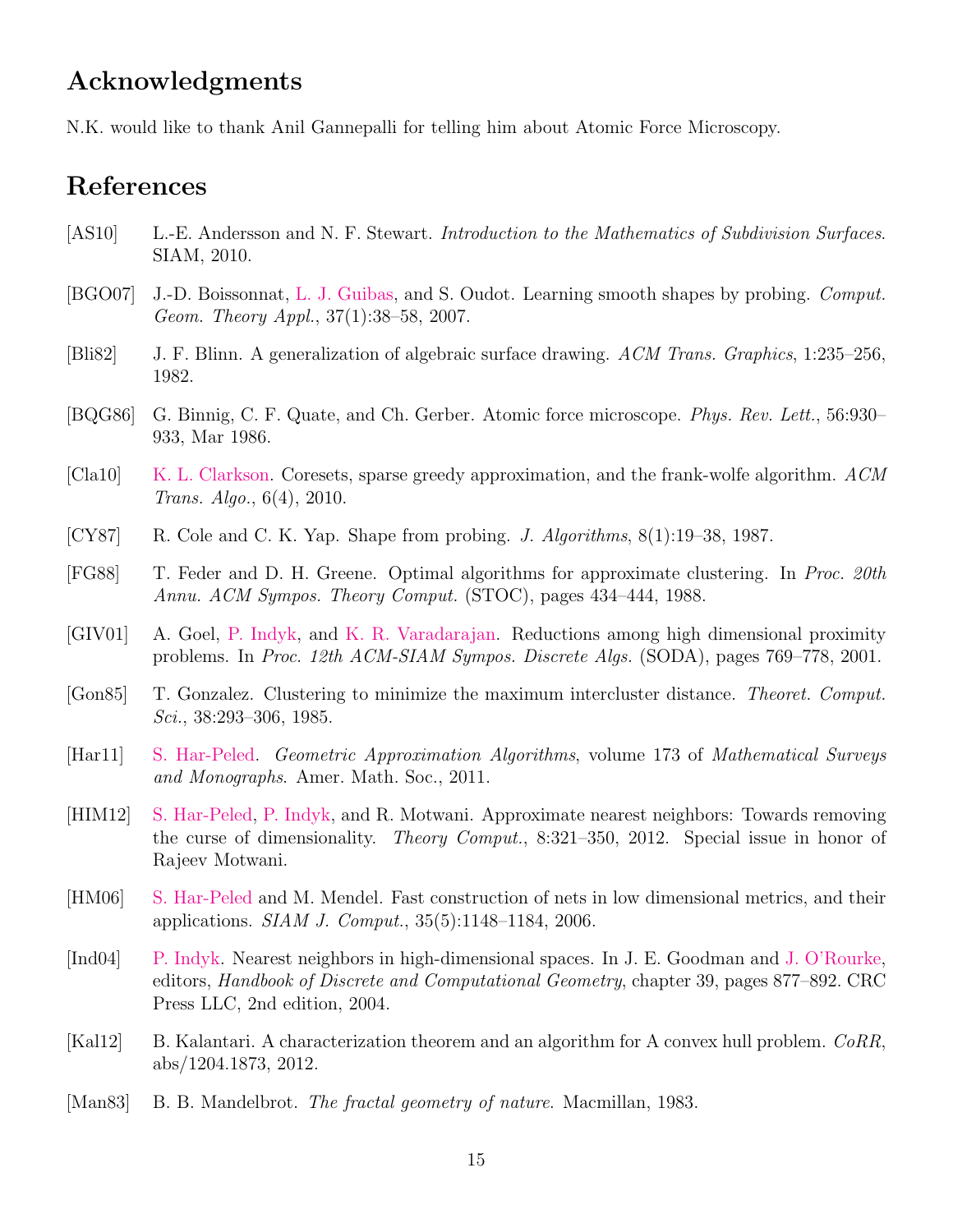## Acknowledgments

N.K. would like to thank Anil Gannepalli for telling him about Atomic Force Microscopy.

## References

[AS10] L.-E. Andersson and N. F. Stewart. *Introduction to the Mathematics of Subdivision Surfaces*. SIAM, 2010.

[BGO07] J.-D. Boissonnat, L. J. Guibas, and S. Oudot. Learning smooth shapes by probing. *Comput. Geom. Theory Appl.*, 37(1):38–58, 2007.

[Bli82] J. F. Blinn. A generalization of algebraic surface drawing. *ACM Trans. Graphics*, 1:235–256, 1982.

[BQG86] G. Binnig, C. F. Quate, and Ch. Gerber. Atomic force microscope. *Phys. Rev. Lett.*, 56:930–933, Mar 1986.

[Cla10] K. L. Clarkson. Coresets, sparse greedy approximation, and the frank-wolfe algorithm. *ACM Trans. Algo.*, 6(4), 2010.

[CY87] R. Cole and C. K. Yap. Shape from probing. *J. Algorithms*, 8(1):19–38, 1987.

[FG88] T. Feder and D. H. Greene. Optimal algorithms for approximate clustering. In *Proc. 20th Annu. ACM Sympos. Theory Comput.* (STOC), pages 434–444, 1988.

[GIV01] A. Goel, P. Indyk, and K. R. Varadarajan. Reductions among high dimensional proximity problems. In *Proc. 12th ACM-SIAM Sympos. Discrete Algs.* (SODA), pages 769–778, 2001.

[Gon85] T. Gonzalez. Clustering to minimize the maximum intercluster distance. *Theoret. Comput. Sci.*, 38:293–306, 1985.

[Har11] S. Har-Peled. *Geometric Approximation Algorithms*, volume 173 of *Mathematical Surveys and Monographs*. Amer. Math. Soc., 2011.

[HIM12] S. Har-Peled, P. Indyk, and R. Motwani. Approximate nearest neighbors: Towards removing the curse of dimensionality. *Theory Comput.*, 8:321–350, 2012. Special issue in honor of Rajeev Motwani.

[HM06] S. Har-Peled and M. Mendel. Fast construction of nets in low dimensional metrics, and their applications. *SIAM J. Comput.*, 35(5):1148–1184, 2006.

[Ind04] P. Indyk. Nearest neighbors in high-dimensional spaces. In J. E. Goodman and J. O'Rourke, editors, *Handbook of Discrete and Computational Geometry*, chapter 39, pages 877–892. CRC Press LLC, 2nd edition, 2004.

[Kal12] B. Kalantari. A characterization theorem and an algorithm for A convex hull problem. *CoRR*, abs/1204.1873, 2012.

[Man83] B. B. Mandelbrot. *The fractal geometry of nature*. Macmillan, 1983.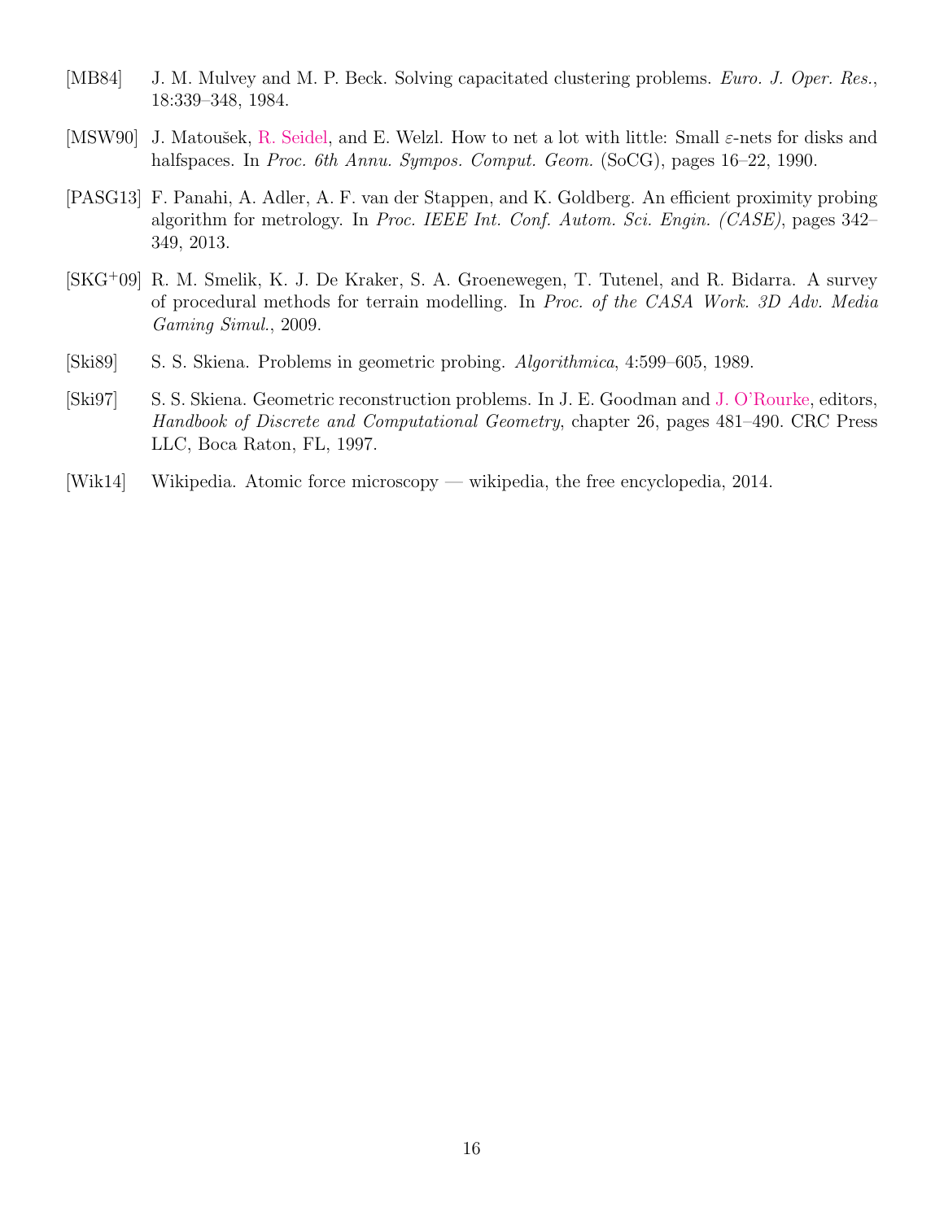[MB84] J. M. Mulvey and M. P. Beck. Solving capacitated clustering problems. *Euro. J. Oper. Res.*, 18:339–348, 1984.

[MSW90] J. Matoušek, R. Seidel, and E. Welzl. How to net a lot with little: Small $\varepsilon$-nets for disks and halfspaces. In *Proc. 6th Annu. Sympos. Comput. Geom.* (SoCG), pages 16–22, 1990.

[PASG13] F. Panahi, A. Adler, A. F. van der Stappen, and K. Goldberg. An efficient proximity probing algorithm for metrology. In *Proc. IEEE Int. Conf. Autom. Sci. Engin. (CASE)*, pages 342–349, 2013.

[SKG+09] R. M. Smelik, K. J. De Kraker, S. A. Groenewegen, T. Tutenel, and R. Bidarra. A survey of procedural methods for terrain modelling. In *Proc. of the CASA Work. 3D Adv. Media Gaming Simul.*, 2009.

[Ski89] S. S. Skiena. Problems in geometric probing. *Algorithmica*, 4:599–605, 1989.

[Ski97] S. S. Skiena. Geometric reconstruction problems. In J. E. Goodman and J. O'Rourke, editors, *Handbook of Discrete and Computational Geometry*, chapter 26, pages 481–490. CRC Press LLC, Boca Raton, FL, 1997.

[Wik14] Wikipedia. Atomic force microscopy — wikipedia, the free encyclopedia, 2014.